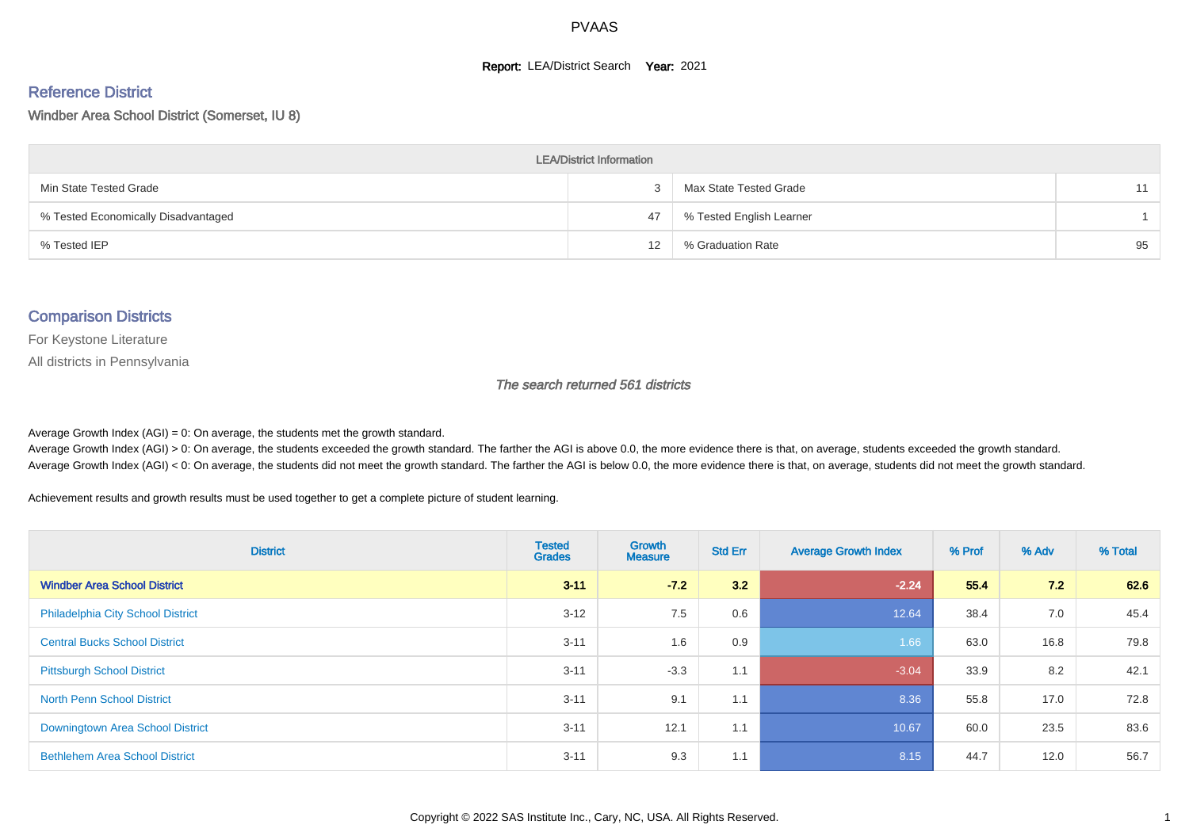# PVAAS

**Report:** LEA/District Search **Year:** 2021

## Reference District

Windber Area School District (Somerset, IU 8)

| LEA/District Information | | | |
|---|---|---|---|
| Min State Tested Grade | 3 | Max State Tested Grade | 11 |
| % Tested Economically Disadvantaged | 47 | % Tested English Learner | 1 |
| % Tested IEP | 12 | % Graduation Rate | 95 |

## Comparison Districts

For Keystone Literature

All districts in Pennsylvania

*The search returned 561 districts*

Average Growth Index (AGI) = 0: On average, the students met the growth standard.
Average Growth Index (AGI) > 0: On average, the students exceeded the growth standard. The farther the AGI is above 0.0, the more evidence there is that, on average, students exceeded the growth standard.
Average Growth Index (AGI) < 0: On average, the students did not meet the growth standard. The farther the AGI is below 0.0, the more evidence there is that, on average, students did not meet the growth standard.

Achievement results and growth results must be used together to get a complete picture of student learning.

| District | Tested Grades | Growth Measure | Std Err | Average Growth Index | % Prof | % Adv | % Total |
|---|---|---|---|---|---|---|---|
| **Windber Area School District** | **3-11** | **-7.2** | **3.2** | **-2.24** | **55.4** | **7.2** | **62.6** |
| Philadelphia City School District | 3-12 | 7.5 | 0.6 | 12.64 | 38.4 | 7.0 | 45.4 |
| Central Bucks School District | 3-11 | 1.6 | 0.9 | 1.66 | 63.0 | 16.8 | 79.8 |
| Pittsburgh School District | 3-11 | -3.3 | 1.1 | -3.04 | 33.9 | 8.2 | 42.1 |
| North Penn School District | 3-11 | 9.1 | 1.1 | 8.36 | 55.8 | 17.0 | 72.8 |
| Downingtown Area School District | 3-11 | 12.1 | 1.1 | 10.67 | 60.0 | 23.5 | 83.6 |
| Bethlehem Area School District | 3-11 | 9.3 | 1.1 | 8.15 | 44.7 | 12.0 | 56.7 |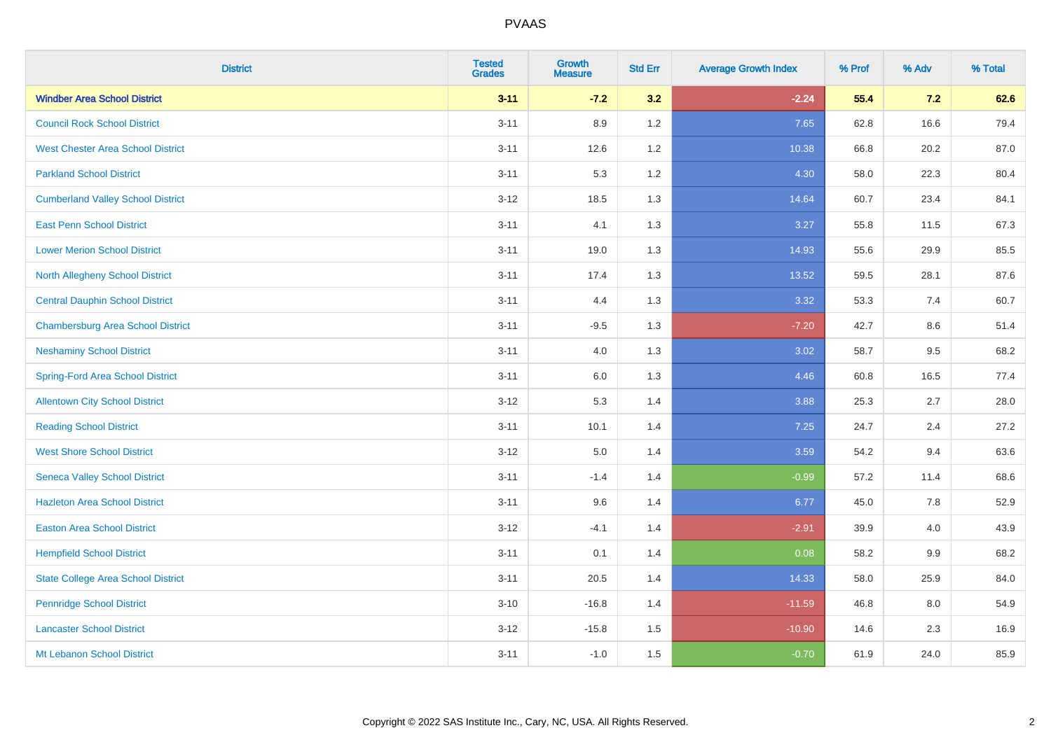| District | Tested Grades | Growth Measure | Std Err | Average Growth Index | % Prof | % Adv | % Total |
|---|---|---|---|---|---|---|---|
| **Windber Area School District** | **3-11** | **-7.2** | **3.2** | **-2.24** | **55.4** | **7.2** | **62.6** |
| Council Rock School District | 3-11 | 8.9 | 1.2 | 7.65 | 62.8 | 16.6 | 79.4 |
| West Chester Area School District | 3-11 | 12.6 | 1.2 | 10.38 | 66.8 | 20.2 | 87.0 |
| Parkland School District | 3-11 | 5.3 | 1.2 | 4.30 | 58.0 | 22.3 | 80.4 |
| Cumberland Valley School District | 3-12 | 18.5 | 1.3 | 14.64 | 60.7 | 23.4 | 84.1 |
| East Penn School District | 3-11 | 4.1 | 1.3 | 3.27 | 55.8 | 11.5 | 67.3 |
| Lower Merion School District | 3-11 | 19.0 | 1.3 | 14.93 | 55.6 | 29.9 | 85.5 |
| North Allegheny School District | 3-11 | 17.4 | 1.3 | 13.52 | 59.5 | 28.1 | 87.6 |
| Central Dauphin School District | 3-11 | 4.4 | 1.3 | 3.32 | 53.3 | 7.4 | 60.7 |
| Chambersburg Area School District | 3-11 | -9.5 | 1.3 | -7.20 | 42.7 | 8.6 | 51.4 |
| Neshaminy School District | 3-11 | 4.0 | 1.3 | 3.02 | 58.7 | 9.5 | 68.2 |
| Spring-Ford Area School District | 3-11 | 6.0 | 1.3 | 4.46 | 60.8 | 16.5 | 77.4 |
| Allentown City School District | 3-12 | 5.3 | 1.4 | 3.88 | 25.3 | 2.7 | 28.0 |
| Reading School District | 3-11 | 10.1 | 1.4 | 7.25 | 24.7 | 2.4 | 27.2 |
| West Shore School District | 3-12 | 5.0 | 1.4 | 3.59 | 54.2 | 9.4 | 63.6 |
| Seneca Valley School District | 3-11 | -1.4 | 1.4 | -0.99 | 57.2 | 11.4 | 68.6 |
| Hazleton Area School District | 3-11 | 9.6 | 1.4 | 6.77 | 45.0 | 7.8 | 52.9 |
| Easton Area School District | 3-12 | -4.1 | 1.4 | -2.91 | 39.9 | 4.0 | 43.9 |
| Hempfield School District | 3-11 | 0.1 | 1.4 | 0.08 | 58.2 | 9.9 | 68.2 |
| State College Area School District | 3-11 | 20.5 | 1.4 | 14.33 | 58.0 | 25.9 | 84.0 |
| Pennridge School District | 3-10 | -16.8 | 1.4 | -11.59 | 46.8 | 8.0 | 54.9 |
| Lancaster School District | 3-12 | -15.8 | 1.5 | -10.90 | 14.6 | 2.3 | 16.9 |
| Mt Lebanon School District | 3-11 | -1.0 | 1.5 | -0.70 | 61.9 | 24.0 | 85.9 |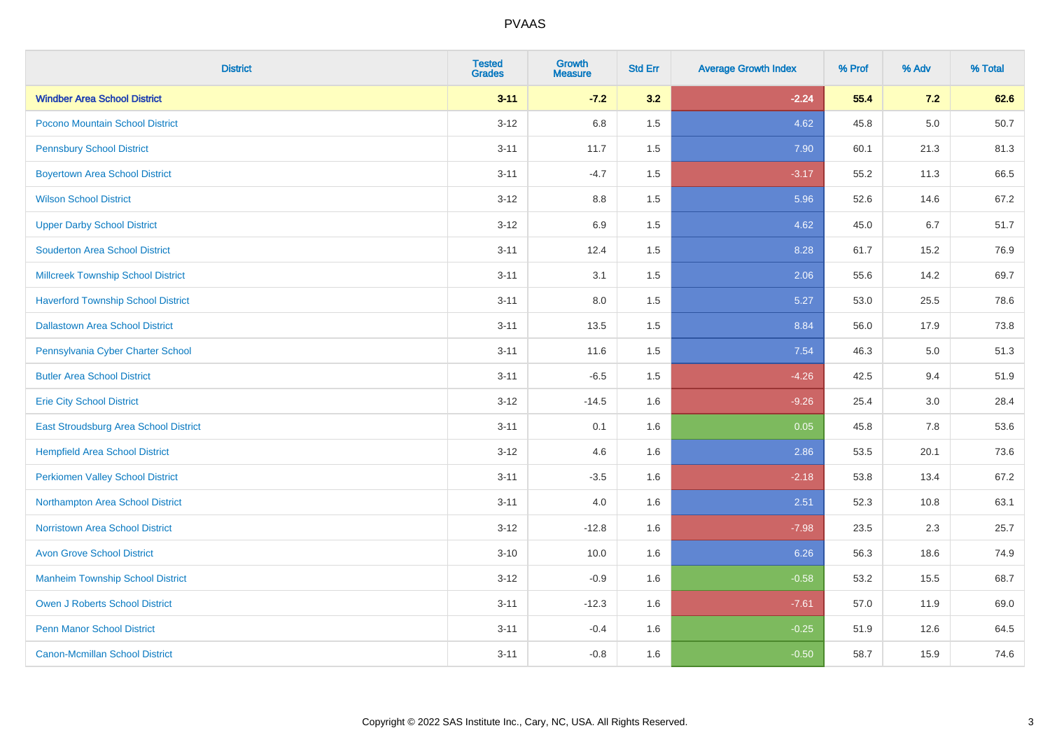| District | Tested Grades | Growth Measure | Std Err | Average Growth Index | % Prof | % Adv | % Total |
|---|---|---|---|---|---|---|---|
| **Windber Area School District** | **3-11** | **-7.2** | **3.2** | **-2.24** | **55.4** | **7.2** | **62.6** |
| Pocono Mountain School District | 3-12 | 6.8 | 1.5 | 4.62 | 45.8 | 5.0 | 50.7 |
| Pennsbury School District | 3-11 | 11.7 | 1.5 | 7.90 | 60.1 | 21.3 | 81.3 |
| Boyertown Area School District | 3-11 | -4.7 | 1.5 | -3.17 | 55.2 | 11.3 | 66.5 |
| Wilson School District | 3-12 | 8.8 | 1.5 | 5.96 | 52.6 | 14.6 | 67.2 |
| Upper Darby School District | 3-12 | 6.9 | 1.5 | 4.62 | 45.0 | 6.7 | 51.7 |
| Souderton Area School District | 3-11 | 12.4 | 1.5 | 8.28 | 61.7 | 15.2 | 76.9 |
| Millcreek Township School District | 3-11 | 3.1 | 1.5 | 2.06 | 55.6 | 14.2 | 69.7 |
| Haverford Township School District | 3-11 | 8.0 | 1.5 | 5.27 | 53.0 | 25.5 | 78.6 |
| Dallastown Area School District | 3-11 | 13.5 | 1.5 | 8.84 | 56.0 | 17.9 | 73.8 |
| Pennsylvania Cyber Charter School | 3-11 | 11.6 | 1.5 | 7.54 | 46.3 | 5.0 | 51.3 |
| Butler Area School District | 3-11 | -6.5 | 1.5 | -4.26 | 42.5 | 9.4 | 51.9 |
| Erie City School District | 3-12 | -14.5 | 1.6 | -9.26 | 25.4 | 3.0 | 28.4 |
| East Stroudsburg Area School District | 3-11 | 0.1 | 1.6 | 0.05 | 45.8 | 7.8 | 53.6 |
| Hempfield Area School District | 3-12 | 4.6 | 1.6 | 2.86 | 53.5 | 20.1 | 73.6 |
| Perkiomen Valley School District | 3-11 | -3.5 | 1.6 | -2.18 | 53.8 | 13.4 | 67.2 |
| Northampton Area School District | 3-11 | 4.0 | 1.6 | 2.51 | 52.3 | 10.8 | 63.1 |
| Norristown Area School District | 3-12 | -12.8 | 1.6 | -7.98 | 23.5 | 2.3 | 25.7 |
| Avon Grove School District | 3-10 | 10.0 | 1.6 | 6.26 | 56.3 | 18.6 | 74.9 |
| Manheim Township School District | 3-12 | -0.9 | 1.6 | -0.58 | 53.2 | 15.5 | 68.7 |
| Owen J Roberts School District | 3-11 | -12.3 | 1.6 | -7.61 | 57.0 | 11.9 | 69.0 |
| Penn Manor School District | 3-11 | -0.4 | 1.6 | -0.25 | 51.9 | 12.6 | 64.5 |
| Canon-Mcmillan School District | 3-11 | -0.8 | 1.6 | -0.50 | 58.7 | 15.9 | 74.6 |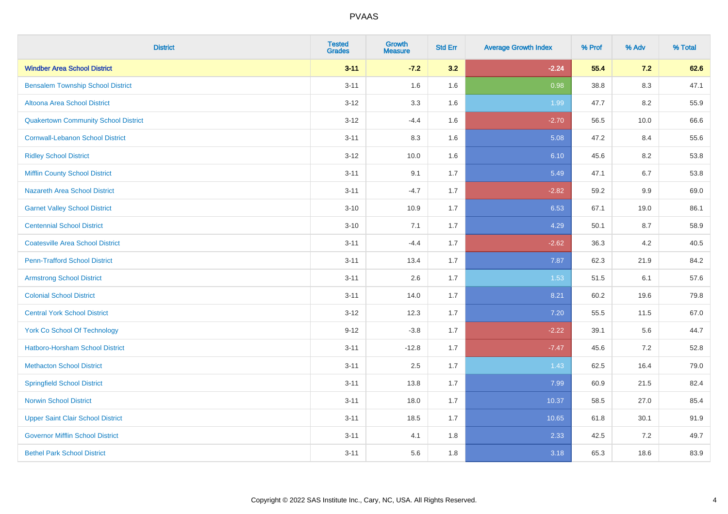| District | Tested Grades | Growth Measure | Std Err | Average Growth Index | % Prof | % Adv | % Total |
|---|---|---|---|---|---|---|---|
| **Windber Area School District** | **3-11** | **-7.2** | **3.2** | **-2.24** | **55.4** | **7.2** | **62.6** |
| Bensalem Township School District | 3-11 | 1.6 | 1.6 | 0.98 | 38.8 | 8.3 | 47.1 |
| Altoona Area School District | 3-12 | 3.3 | 1.6 | 1.99 | 47.7 | 8.2 | 55.9 |
| Quakertown Community School District | 3-12 | -4.4 | 1.6 | -2.70 | 56.5 | 10.0 | 66.6 |
| Cornwall-Lebanon School District | 3-11 | 8.3 | 1.6 | 5.08 | 47.2 | 8.4 | 55.6 |
| Ridley School District | 3-12 | 10.0 | 1.6 | 6.10 | 45.6 | 8.2 | 53.8 |
| Mifflin County School District | 3-11 | 9.1 | 1.7 | 5.49 | 47.1 | 6.7 | 53.8 |
| Nazareth Area School District | 3-11 | -4.7 | 1.7 | -2.82 | 59.2 | 9.9 | 69.0 |
| Garnet Valley School District | 3-10 | 10.9 | 1.7 | 6.53 | 67.1 | 19.0 | 86.1 |
| Centennial School District | 3-10 | 7.1 | 1.7 | 4.29 | 50.1 | 8.7 | 58.9 |
| Coatesville Area School District | 3-11 | -4.4 | 1.7 | -2.62 | 36.3 | 4.2 | 40.5 |
| Penn-Trafford School District | 3-11 | 13.4 | 1.7 | 7.87 | 62.3 | 21.9 | 84.2 |
| Armstrong School District | 3-11 | 2.6 | 1.7 | 1.53 | 51.5 | 6.1 | 57.6 |
| Colonial School District | 3-11 | 14.0 | 1.7 | 8.21 | 60.2 | 19.6 | 79.8 |
| Central York School District | 3-12 | 12.3 | 1.7 | 7.20 | 55.5 | 11.5 | 67.0 |
| York Co School Of Technology | 9-12 | -3.8 | 1.7 | -2.22 | 39.1 | 5.6 | 44.7 |
| Hatboro-Horsham School District | 3-11 | -12.8 | 1.7 | -7.47 | 45.6 | 7.2 | 52.8 |
| Methacton School District | 3-11 | 2.5 | 1.7 | 1.43 | 62.5 | 16.4 | 79.0 |
| Springfield School District | 3-11 | 13.8 | 1.7 | 7.99 | 60.9 | 21.5 | 82.4 |
| Norwin School District | 3-11 | 18.0 | 1.7 | 10.37 | 58.5 | 27.0 | 85.4 |
| Upper Saint Clair School District | 3-11 | 18.5 | 1.7 | 10.65 | 61.8 | 30.1 | 91.9 |
| Governor Mifflin School District | 3-11 | 4.1 | 1.8 | 2.33 | 42.5 | 7.2 | 49.7 |
| Bethel Park School District | 3-11 | 5.6 | 1.8 | 3.18 | 65.3 | 18.6 | 83.9 |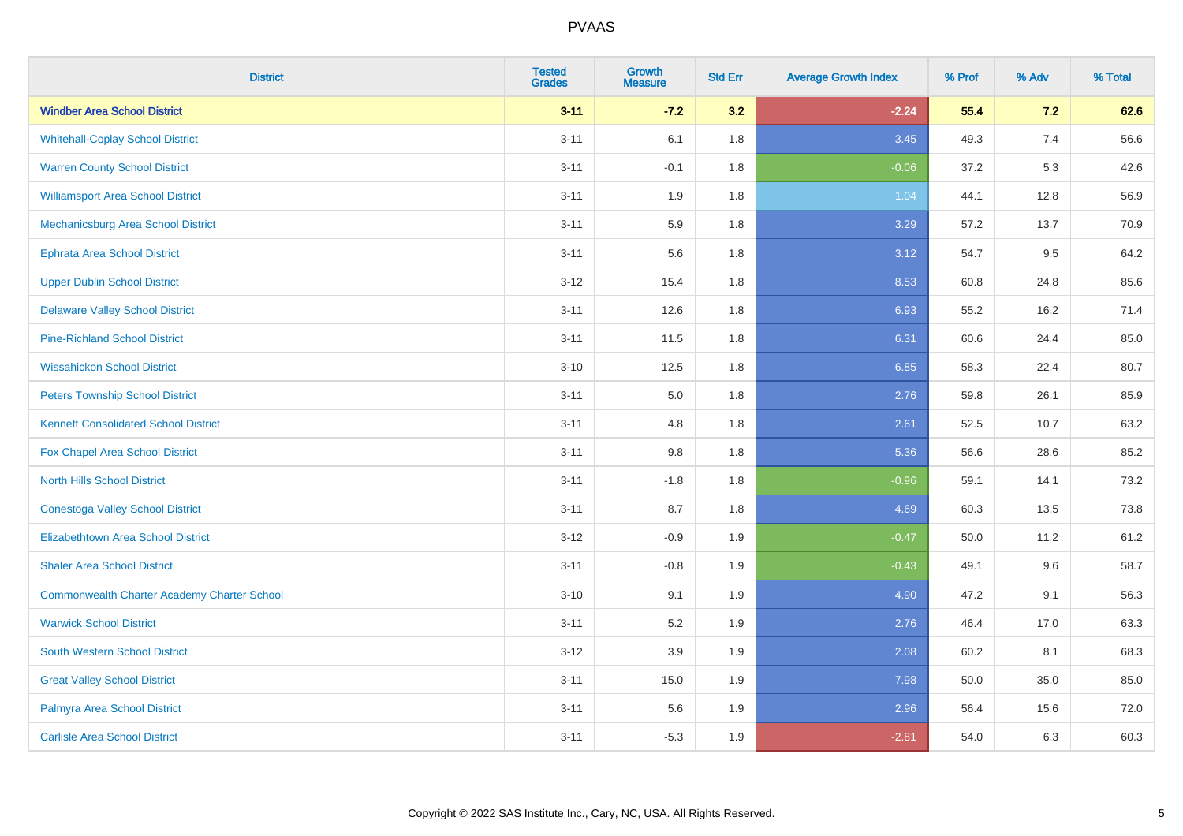| District | Tested Grades | Growth Measure | Std Err | Average Growth Index | % Prof | % Adv | % Total |
|---|---|---|---|---|---|---|---|
| **Windber Area School District** | **3-11** | **-7.2** | **3.2** | **-2.24** | **55.4** | **7.2** | **62.6** |
| Whitehall-Coplay School District | 3-11 | 6.1 | 1.8 | 3.45 | 49.3 | 7.4 | 56.6 |
| Warren County School District | 3-11 | -0.1 | 1.8 | -0.06 | 37.2 | 5.3 | 42.6 |
| Williamsport Area School District | 3-11 | 1.9 | 1.8 | 1.04 | 44.1 | 12.8 | 56.9 |
| Mechanicsburg Area School District | 3-11 | 5.9 | 1.8 | 3.29 | 57.2 | 13.7 | 70.9 |
| Ephrata Area School District | 3-11 | 5.6 | 1.8 | 3.12 | 54.7 | 9.5 | 64.2 |
| Upper Dublin School District | 3-12 | 15.4 | 1.8 | 8.53 | 60.8 | 24.8 | 85.6 |
| Delaware Valley School District | 3-11 | 12.6 | 1.8 | 6.93 | 55.2 | 16.2 | 71.4 |
| Pine-Richland School District | 3-11 | 11.5 | 1.8 | 6.31 | 60.6 | 24.4 | 85.0 |
| Wissahickon School District | 3-10 | 12.5 | 1.8 | 6.85 | 58.3 | 22.4 | 80.7 |
| Peters Township School District | 3-11 | 5.0 | 1.8 | 2.76 | 59.8 | 26.1 | 85.9 |
| Kennett Consolidated School District | 3-11 | 4.8 | 1.8 | 2.61 | 52.5 | 10.7 | 63.2 |
| Fox Chapel Area School District | 3-11 | 9.8 | 1.8 | 5.36 | 56.6 | 28.6 | 85.2 |
| North Hills School District | 3-11 | -1.8 | 1.8 | -0.96 | 59.1 | 14.1 | 73.2 |
| Conestoga Valley School District | 3-11 | 8.7 | 1.8 | 4.69 | 60.3 | 13.5 | 73.8 |
| Elizabethtown Area School District | 3-12 | -0.9 | 1.9 | -0.47 | 50.0 | 11.2 | 61.2 |
| Shaler Area School District | 3-11 | -0.8 | 1.9 | -0.43 | 49.1 | 9.6 | 58.7 |
| Commonwealth Charter Academy Charter School | 3-10 | 9.1 | 1.9 | 4.90 | 47.2 | 9.1 | 56.3 |
| Warwick School District | 3-11 | 5.2 | 1.9 | 2.76 | 46.4 | 17.0 | 63.3 |
| South Western School District | 3-12 | 3.9 | 1.9 | 2.08 | 60.2 | 8.1 | 68.3 |
| Great Valley School District | 3-11 | 15.0 | 1.9 | 7.98 | 50.0 | 35.0 | 85.0 |
| Palmyra Area School District | 3-11 | 5.6 | 1.9 | 2.96 | 56.4 | 15.6 | 72.0 |
| Carlisle Area School District | 3-11 | -5.3 | 1.9 | -2.81 | 54.0 | 6.3 | 60.3 |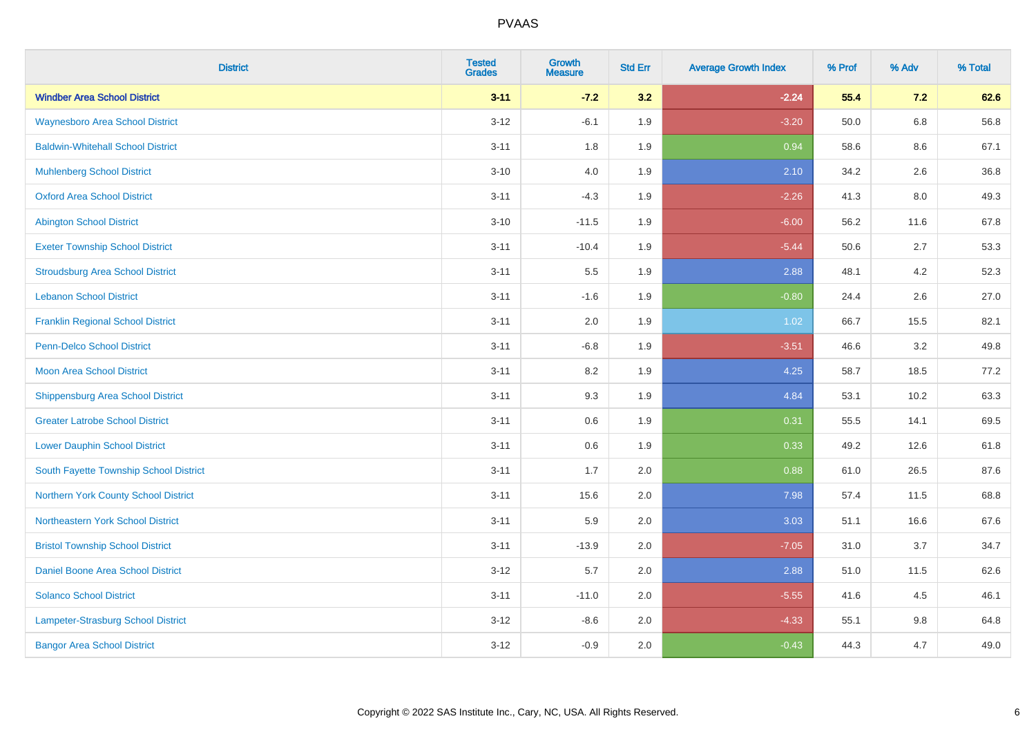| District | Tested Grades | Growth Measure | Std Err | Average Growth Index | % Prof | % Adv | % Total |
|---|---|---|---|---|---|---|---|
| **Windber Area School District** | **3-11** | **-7.2** | **3.2** | **-2.24** | **55.4** | **7.2** | **62.6** |
| Waynesboro Area School District | 3-12 | -6.1 | 1.9 | -3.20 | 50.0 | 6.8 | 56.8 |
| Baldwin-Whitehall School District | 3-11 | 1.8 | 1.9 | 0.94 | 58.6 | 8.6 | 67.1 |
| Muhlenberg School District | 3-10 | 4.0 | 1.9 | 2.10 | 34.2 | 2.6 | 36.8 |
| Oxford Area School District | 3-11 | -4.3 | 1.9 | -2.26 | 41.3 | 8.0 | 49.3 |
| Abington School District | 3-10 | -11.5 | 1.9 | -6.00 | 56.2 | 11.6 | 67.8 |
| Exeter Township School District | 3-11 | -10.4 | 1.9 | -5.44 | 50.6 | 2.7 | 53.3 |
| Stroudsburg Area School District | 3-11 | 5.5 | 1.9 | 2.88 | 48.1 | 4.2 | 52.3 |
| Lebanon School District | 3-11 | -1.6 | 1.9 | -0.80 | 24.4 | 2.6 | 27.0 |
| Franklin Regional School District | 3-11 | 2.0 | 1.9 | 1.02 | 66.7 | 15.5 | 82.1 |
| Penn-Delco School District | 3-11 | -6.8 | 1.9 | -3.51 | 46.6 | 3.2 | 49.8 |
| Moon Area School District | 3-11 | 8.2 | 1.9 | 4.25 | 58.7 | 18.5 | 77.2 |
| Shippensburg Area School District | 3-11 | 9.3 | 1.9 | 4.84 | 53.1 | 10.2 | 63.3 |
| Greater Latrobe School District | 3-11 | 0.6 | 1.9 | 0.31 | 55.5 | 14.1 | 69.5 |
| Lower Dauphin School District | 3-11 | 0.6 | 1.9 | 0.33 | 49.2 | 12.6 | 61.8 |
| South Fayette Township School District | 3-11 | 1.7 | 2.0 | 0.88 | 61.0 | 26.5 | 87.6 |
| Northern York County School District | 3-11 | 15.6 | 2.0 | 7.98 | 57.4 | 11.5 | 68.8 |
| Northeastern York School District | 3-11 | 5.9 | 2.0 | 3.03 | 51.1 | 16.6 | 67.6 |
| Bristol Township School District | 3-11 | -13.9 | 2.0 | -7.05 | 31.0 | 3.7 | 34.7 |
| Daniel Boone Area School District | 3-12 | 5.7 | 2.0 | 2.88 | 51.0 | 11.5 | 62.6 |
| Solanco School District | 3-11 | -11.0 | 2.0 | -5.55 | 41.6 | 4.5 | 46.1 |
| Lampeter-Strasburg School District | 3-12 | -8.6 | 2.0 | -4.33 | 55.1 | 9.8 | 64.8 |
| Bangor Area School District | 3-12 | -0.9 | 2.0 | -0.43 | 44.3 | 4.7 | 49.0 |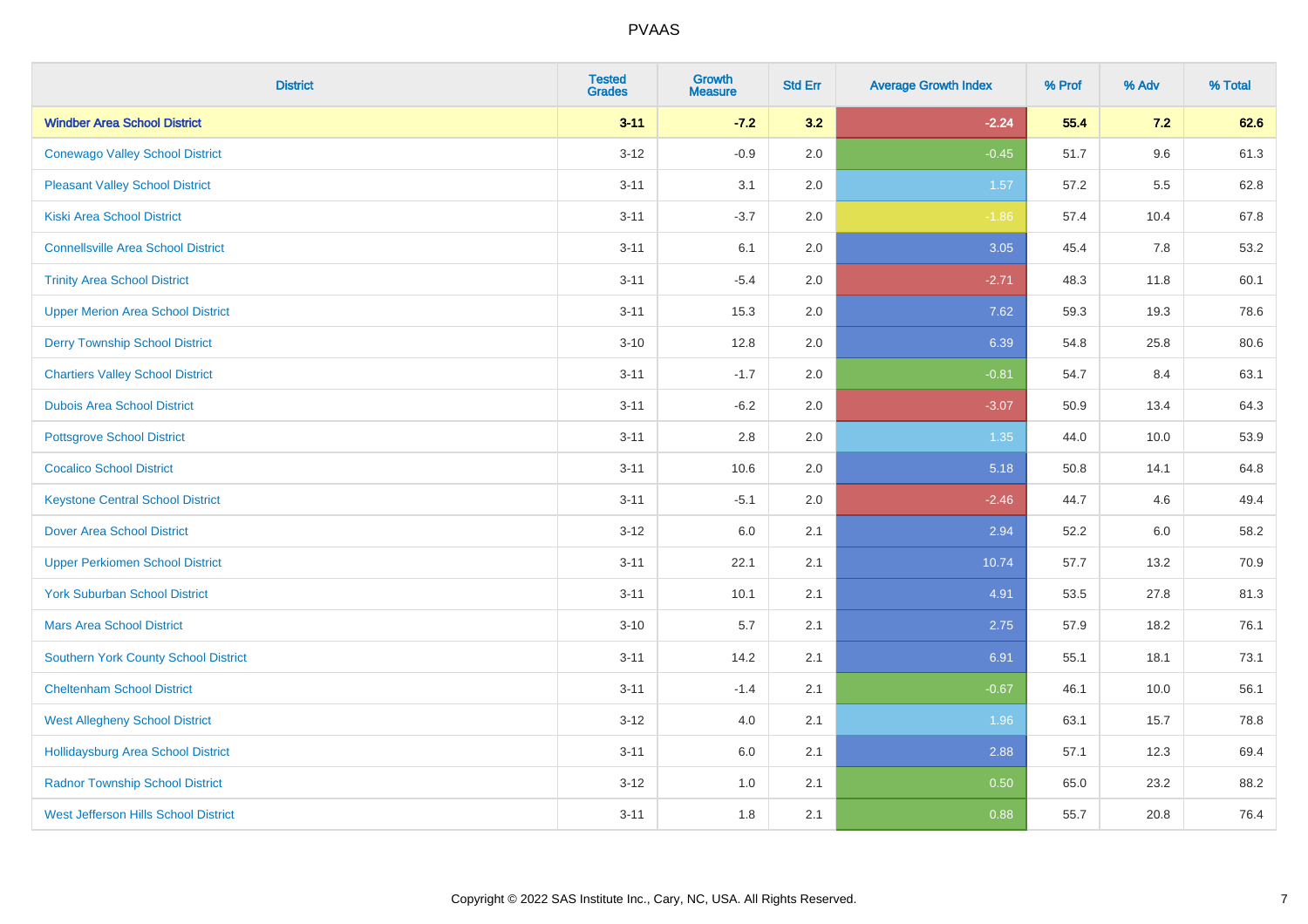# PVAAS

| District | Tested Grades | Growth Measure | Std Err | Average Growth Index | % Prof | % Adv | % Total |
|---|---|---|---|---|---|---|---|
| **Windber Area School District** | **3-11** | **-7.2** | **3.2** | **-2.24** | **55.4** | **7.2** | **62.6** |
| Conewago Valley School District | 3-12 | -0.9 | 2.0 | -0.45 | 51.7 | 9.6 | 61.3 |
| Pleasant Valley School District | 3-11 | 3.1 | 2.0 | 1.57 | 57.2 | 5.5 | 62.8 |
| Kiski Area School District | 3-11 | -3.7 | 2.0 | -1.86 | 57.4 | 10.4 | 67.8 |
| Connellsville Area School District | 3-11 | 6.1 | 2.0 | 3.05 | 45.4 | 7.8 | 53.2 |
| Trinity Area School District | 3-11 | -5.4 | 2.0 | -2.71 | 48.3 | 11.8 | 60.1 |
| Upper Merion Area School District | 3-11 | 15.3 | 2.0 | 7.62 | 59.3 | 19.3 | 78.6 |
| Derry Township School District | 3-10 | 12.8 | 2.0 | 6.39 | 54.8 | 25.8 | 80.6 |
| Chartiers Valley School District | 3-11 | -1.7 | 2.0 | -0.81 | 54.7 | 8.4 | 63.1 |
| Dubois Area School District | 3-11 | -6.2 | 2.0 | -3.07 | 50.9 | 13.4 | 64.3 |
| Pottsgrove School District | 3-11 | 2.8 | 2.0 | 1.35 | 44.0 | 10.0 | 53.9 |
| Cocalico School District | 3-11 | 10.6 | 2.0 | 5.18 | 50.8 | 14.1 | 64.8 |
| Keystone Central School District | 3-11 | -5.1 | 2.0 | -2.46 | 44.7 | 4.6 | 49.4 |
| Dover Area School District | 3-12 | 6.0 | 2.1 | 2.94 | 52.2 | 6.0 | 58.2 |
| Upper Perkiomen School District | 3-11 | 22.1 | 2.1 | 10.74 | 57.7 | 13.2 | 70.9 |
| York Suburban School District | 3-11 | 10.1 | 2.1 | 4.91 | 53.5 | 27.8 | 81.3 |
| Mars Area School District | 3-10 | 5.7 | 2.1 | 2.75 | 57.9 | 18.2 | 76.1 |
| Southern York County School District | 3-11 | 14.2 | 2.1 | 6.91 | 55.1 | 18.1 | 73.1 |
| Cheltenham School District | 3-11 | -1.4 | 2.1 | -0.67 | 46.1 | 10.0 | 56.1 |
| West Allegheny School District | 3-12 | 4.0 | 2.1 | 1.96 | 63.1 | 15.7 | 78.8 |
| Hollidaysburg Area School District | 3-11 | 6.0 | 2.1 | 2.88 | 57.1 | 12.3 | 69.4 |
| Radnor Township School District | 3-12 | 1.0 | 2.1 | 0.50 | 65.0 | 23.2 | 88.2 |
| West Jefferson Hills School District | 3-11 | 1.8 | 2.1 | 0.88 | 55.7 | 20.8 | 76.4 |

Copyright © 2022 SAS Institute Inc., Cary, NC, USA. All Rights Reserved.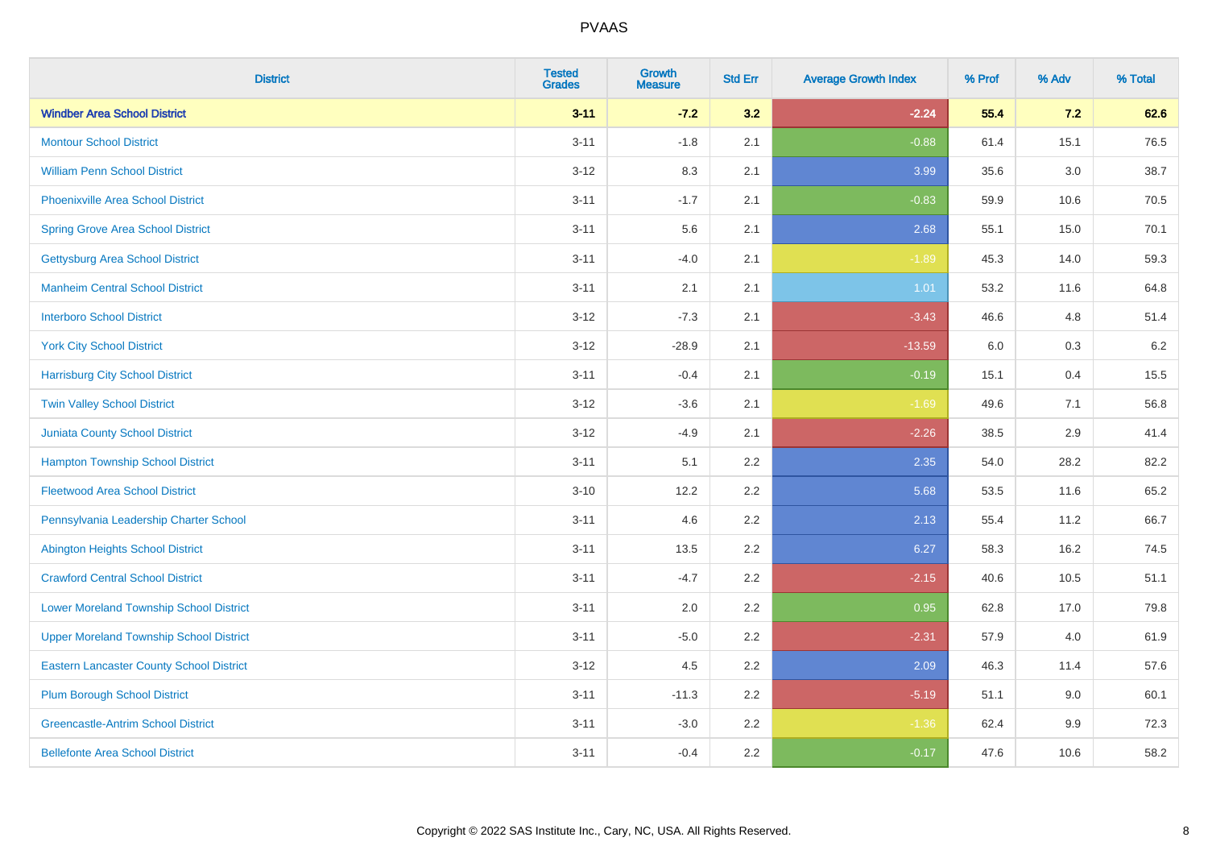| District | Tested Grades | Growth Measure | Std Err | Average Growth Index | % Prof | % Adv | % Total |
|---|---|---|---|---|---|---|---|
| **Windber Area School District** | **3-11** | **-7.2** | **3.2** | **-2.24** | **55.4** | **7.2** | **62.6** |
| Montour School District | 3-11 | -1.8 | 2.1 | -0.88 | 61.4 | 15.1 | 76.5 |
| William Penn School District | 3-12 | 8.3 | 2.1 | 3.99 | 35.6 | 3.0 | 38.7 |
| Phoenixville Area School District | 3-11 | -1.7 | 2.1 | -0.83 | 59.9 | 10.6 | 70.5 |
| Spring Grove Area School District | 3-11 | 5.6 | 2.1 | 2.68 | 55.1 | 15.0 | 70.1 |
| Gettysburg Area School District | 3-11 | -4.0 | 2.1 | -1.89 | 45.3 | 14.0 | 59.3 |
| Manheim Central School District | 3-11 | 2.1 | 2.1 | 1.01 | 53.2 | 11.6 | 64.8 |
| Interboro School District | 3-12 | -7.3 | 2.1 | -3.43 | 46.6 | 4.8 | 51.4 |
| York City School District | 3-12 | -28.9 | 2.1 | -13.59 | 6.0 | 0.3 | 6.2 |
| Harrisburg City School District | 3-11 | -0.4 | 2.1 | -0.19 | 15.1 | 0.4 | 15.5 |
| Twin Valley School District | 3-12 | -3.6 | 2.1 | -1.69 | 49.6 | 7.1 | 56.8 |
| Juniata County School District | 3-12 | -4.9 | 2.1 | -2.26 | 38.5 | 2.9 | 41.4 |
| Hampton Township School District | 3-11 | 5.1 | 2.2 | 2.35 | 54.0 | 28.2 | 82.2 |
| Fleetwood Area School District | 3-10 | 12.2 | 2.2 | 5.68 | 53.5 | 11.6 | 65.2 |
| Pennsylvania Leadership Charter School | 3-11 | 4.6 | 2.2 | 2.13 | 55.4 | 11.2 | 66.7 |
| Abington Heights School District | 3-11 | 13.5 | 2.2 | 6.27 | 58.3 | 16.2 | 74.5 |
| Crawford Central School District | 3-11 | -4.7 | 2.2 | -2.15 | 40.6 | 10.5 | 51.1 |
| Lower Moreland Township School District | 3-11 | 2.0 | 2.2 | 0.95 | 62.8 | 17.0 | 79.8 |
| Upper Moreland Township School District | 3-11 | -5.0 | 2.2 | -2.31 | 57.9 | 4.0 | 61.9 |
| Eastern Lancaster County School District | 3-12 | 4.5 | 2.2 | 2.09 | 46.3 | 11.4 | 57.6 |
| Plum Borough School District | 3-11 | -11.3 | 2.2 | -5.19 | 51.1 | 9.0 | 60.1 |
| Greencastle-Antrim School District | 3-11 | -3.0 | 2.2 | -1.36 | 62.4 | 9.9 | 72.3 |
| Bellefonte Area School District | 3-11 | -0.4 | 2.2 | -0.17 | 47.6 | 10.6 | 58.2 |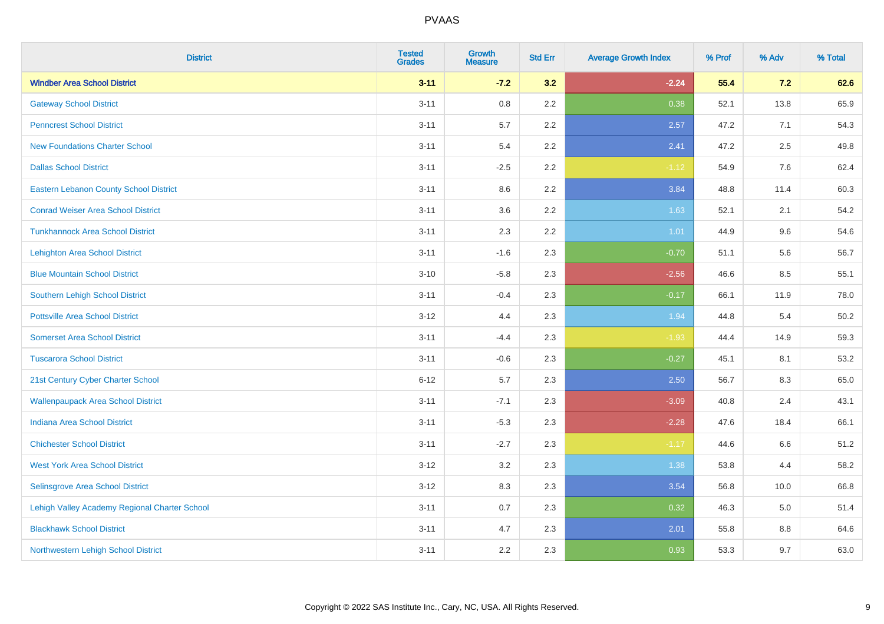# PVAAS

| District | Tested Grades | Growth Measure | Std Err | Average Growth Index | % Prof | % Adv | % Total |
|---|---|---|---|---|---|---|---|
| **Windber Area School District** | **3-11** | **-7.2** | **3.2** | **-2.24** | **55.4** | **7.2** | **62.6** |
| Gateway School District | 3-11 | 0.8 | 2.2 | 0.38 | 52.1 | 13.8 | 65.9 |
| Penncrest School District | 3-11 | 5.7 | 2.2 | 2.57 | 47.2 | 7.1 | 54.3 |
| New Foundations Charter School | 3-11 | 5.4 | 2.2 | 2.41 | 47.2 | 2.5 | 49.8 |
| Dallas School District | 3-11 | -2.5 | 2.2 | -1.12 | 54.9 | 7.6 | 62.4 |
| Eastern Lebanon County School District | 3-11 | 8.6 | 2.2 | 3.84 | 48.8 | 11.4 | 60.3 |
| Conrad Weiser Area School District | 3-11 | 3.6 | 2.2 | 1.63 | 52.1 | 2.1 | 54.2 |
| Tunkhannock Area School District | 3-11 | 2.3 | 2.2 | 1.01 | 44.9 | 9.6 | 54.6 |
| Lehighton Area School District | 3-11 | -1.6 | 2.3 | -0.70 | 51.1 | 5.6 | 56.7 |
| Blue Mountain School District | 3-10 | -5.8 | 2.3 | -2.56 | 46.6 | 8.5 | 55.1 |
| Southern Lehigh School District | 3-11 | -0.4 | 2.3 | -0.17 | 66.1 | 11.9 | 78.0 |
| Pottsville Area School District | 3-12 | 4.4 | 2.3 | 1.94 | 44.8 | 5.4 | 50.2 |
| Somerset Area School District | 3-11 | -4.4 | 2.3 | -1.93 | 44.4 | 14.9 | 59.3 |
| Tuscarora School District | 3-11 | -0.6 | 2.3 | -0.27 | 45.1 | 8.1 | 53.2 |
| 21st Century Cyber Charter School | 6-12 | 5.7 | 2.3 | 2.50 | 56.7 | 8.3 | 65.0 |
| Wallenpaupack Area School District | 3-11 | -7.1 | 2.3 | -3.09 | 40.8 | 2.4 | 43.1 |
| Indiana Area School District | 3-11 | -5.3 | 2.3 | -2.28 | 47.6 | 18.4 | 66.1 |
| Chichester School District | 3-11 | -2.7 | 2.3 | -1.17 | 44.6 | 6.6 | 51.2 |
| West York Area School District | 3-12 | 3.2 | 2.3 | 1.38 | 53.8 | 4.4 | 58.2 |
| Selinsgrove Area School District | 3-12 | 8.3 | 2.3 | 3.54 | 56.8 | 10.0 | 66.8 |
| Lehigh Valley Academy Regional Charter School | 3-11 | 0.7 | 2.3 | 0.32 | 46.3 | 5.0 | 51.4 |
| Blackhawk School District | 3-11 | 4.7 | 2.3 | 2.01 | 55.8 | 8.8 | 64.6 |
| Northwestern Lehigh School District | 3-11 | 2.2 | 2.3 | 0.93 | 53.3 | 9.7 | 63.0 |

Copyright © 2022 SAS Institute Inc., Cary, NC, USA. All Rights Reserved.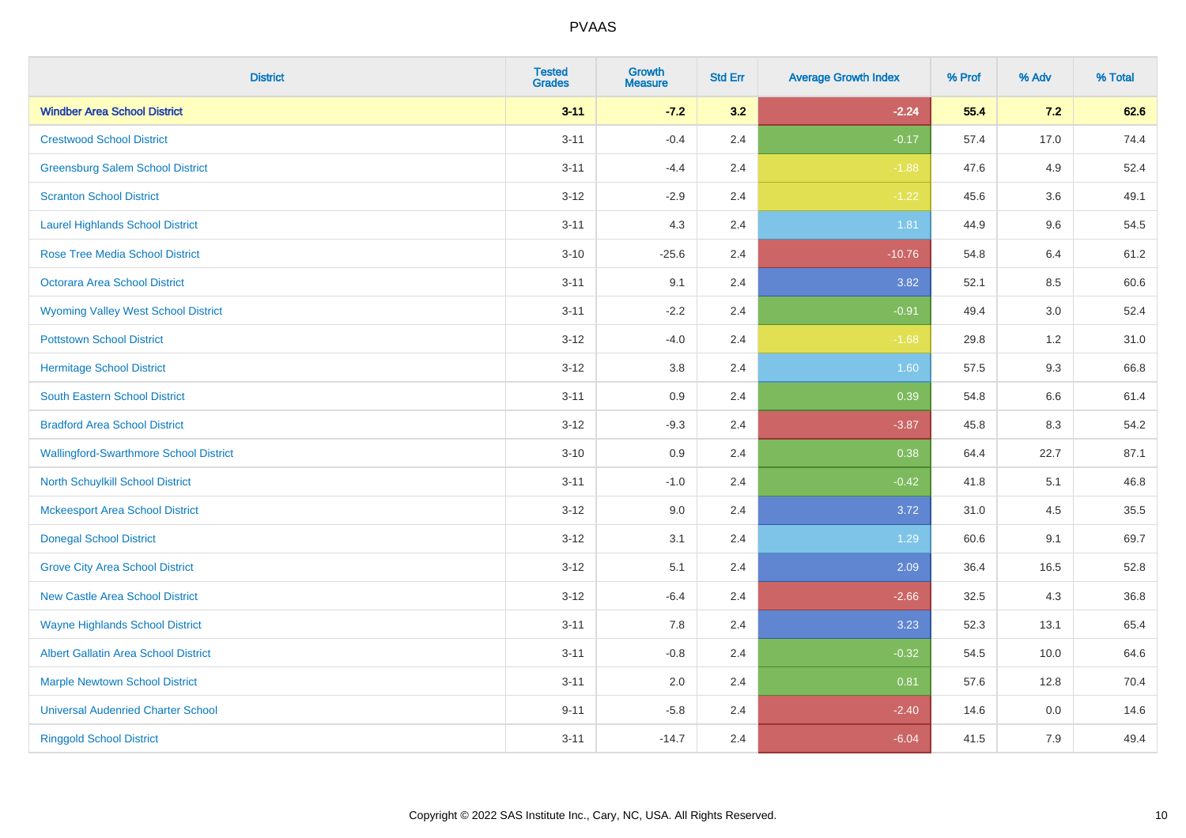| District | Tested Grades | Growth Measure | Std Err | Average Growth Index | % Prof | % Adv | % Total |
|---|---|---|---|---|---|---|---|
| **Windber Area School District** | **3-11** | **-7.2** | **3.2** | **-2.24** | **55.4** | **7.2** | **62.6** |
| Crestwood School District | 3-11 | -0.4 | 2.4 | -0.17 | 57.4 | 17.0 | 74.4 |
| Greensburg Salem School District | 3-11 | -4.4 | 2.4 | -1.88 | 47.6 | 4.9 | 52.4 |
| Scranton School District | 3-12 | -2.9 | 2.4 | -1.22 | 45.6 | 3.6 | 49.1 |
| Laurel Highlands School District | 3-11 | 4.3 | 2.4 | 1.81 | 44.9 | 9.6 | 54.5 |
| Rose Tree Media School District | 3-10 | -25.6 | 2.4 | -10.76 | 54.8 | 6.4 | 61.2 |
| Octorara Area School District | 3-11 | 9.1 | 2.4 | 3.82 | 52.1 | 8.5 | 60.6 |
| Wyoming Valley West School District | 3-11 | -2.2 | 2.4 | -0.91 | 49.4 | 3.0 | 52.4 |
| Pottstown School District | 3-12 | -4.0 | 2.4 | -1.68 | 29.8 | 1.2 | 31.0 |
| Hermitage School District | 3-12 | 3.8 | 2.4 | 1.60 | 57.5 | 9.3 | 66.8 |
| South Eastern School District | 3-11 | 0.9 | 2.4 | 0.39 | 54.8 | 6.6 | 61.4 |
| Bradford Area School District | 3-12 | -9.3 | 2.4 | -3.87 | 45.8 | 8.3 | 54.2 |
| Wallingford-Swarthmore School District | 3-10 | 0.9 | 2.4 | 0.38 | 64.4 | 22.7 | 87.1 |
| North Schuylkill School District | 3-11 | -1.0 | 2.4 | -0.42 | 41.8 | 5.1 | 46.8 |
| Mckeesport Area School District | 3-12 | 9.0 | 2.4 | 3.72 | 31.0 | 4.5 | 35.5 |
| Donegal School District | 3-12 | 3.1 | 2.4 | 1.29 | 60.6 | 9.1 | 69.7 |
| Grove City Area School District | 3-12 | 5.1 | 2.4 | 2.09 | 36.4 | 16.5 | 52.8 |
| New Castle Area School District | 3-12 | -6.4 | 2.4 | -2.66 | 32.5 | 4.3 | 36.8 |
| Wayne Highlands School District | 3-11 | 7.8 | 2.4 | 3.23 | 52.3 | 13.1 | 65.4 |
| Albert Gallatin Area School District | 3-11 | -0.8 | 2.4 | -0.32 | 54.5 | 10.0 | 64.6 |
| Marple Newtown School District | 3-11 | 2.0 | 2.4 | 0.81 | 57.6 | 12.8 | 70.4 |
| Universal Audenried Charter School | 9-11 | -5.8 | 2.4 | -2.40 | 14.6 | 0.0 | 14.6 |
| Ringgold School District | 3-11 | -14.7 | 2.4 | -6.04 | 41.5 | 7.9 | 49.4 |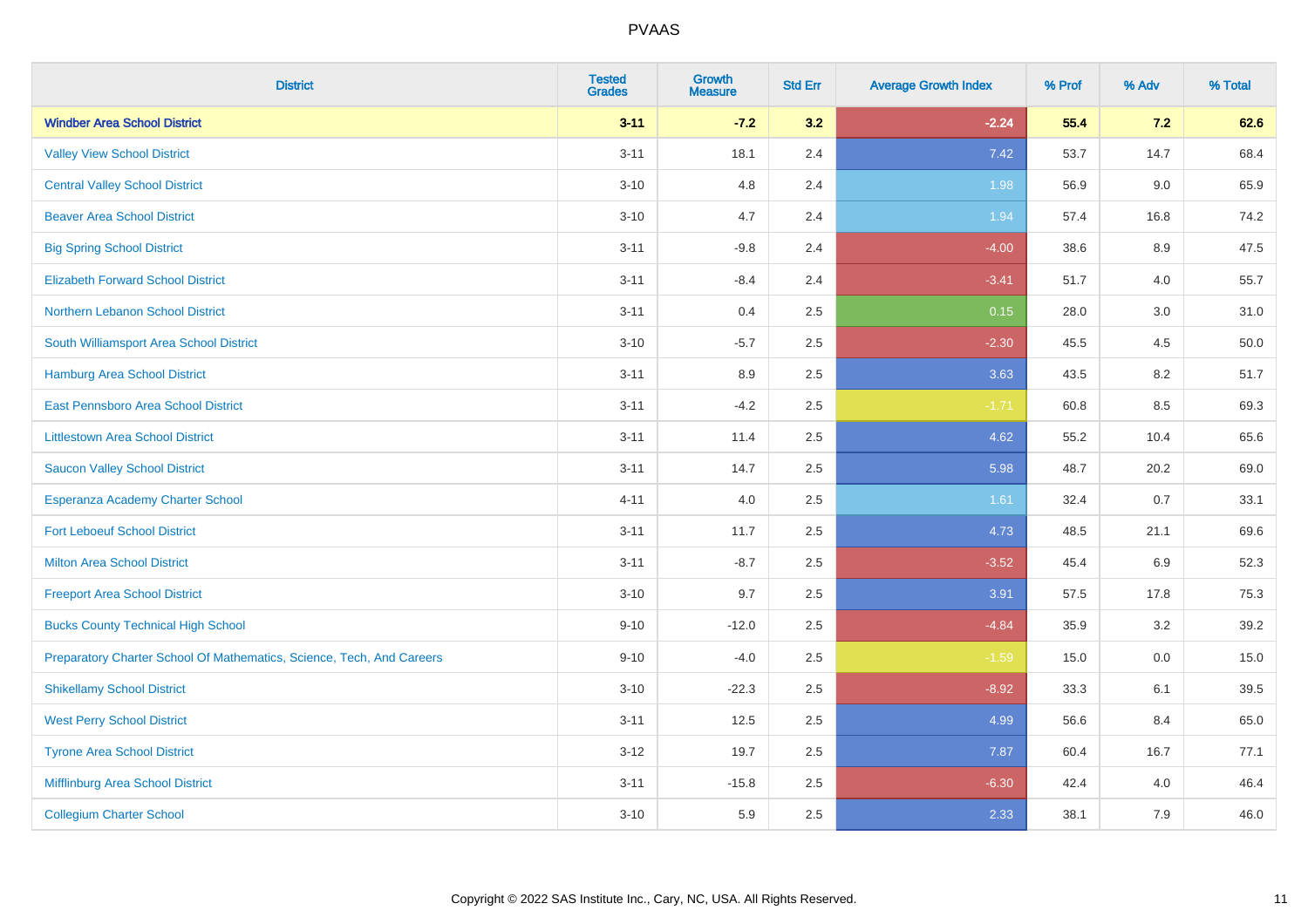# PVAAS

| District | Tested Grades | Growth Measure | Std Err | Average Growth Index | % Prof | % Adv | % Total |
|---|---|---|---|---|---|---|---|
| **Windber Area School District** | **3-11** | **-7.2** | **3.2** | **-2.24** | **55.4** | **7.2** | **62.6** |
| Valley View School District | 3-11 | 18.1 | 2.4 | 7.42 | 53.7 | 14.7 | 68.4 |
| Central Valley School District | 3-10 | 4.8 | 2.4 | 1.98 | 56.9 | 9.0 | 65.9 |
| Beaver Area School District | 3-10 | 4.7 | 2.4 | 1.94 | 57.4 | 16.8 | 74.2 |
| Big Spring School District | 3-11 | -9.8 | 2.4 | -4.00 | 38.6 | 8.9 | 47.5 |
| Elizabeth Forward School District | 3-11 | -8.4 | 2.4 | -3.41 | 51.7 | 4.0 | 55.7 |
| Northern Lebanon School District | 3-11 | 0.4 | 2.5 | 0.15 | 28.0 | 3.0 | 31.0 |
| South Williamsport Area School District | 3-10 | -5.7 | 2.5 | -2.30 | 45.5 | 4.5 | 50.0 |
| Hamburg Area School District | 3-11 | 8.9 | 2.5 | 3.63 | 43.5 | 8.2 | 51.7 |
| East Pennsboro Area School District | 3-11 | -4.2 | 2.5 | -1.71 | 60.8 | 8.5 | 69.3 |
| Littlestown Area School District | 3-11 | 11.4 | 2.5 | 4.62 | 55.2 | 10.4 | 65.6 |
| Saucon Valley School District | 3-11 | 14.7 | 2.5 | 5.98 | 48.7 | 20.2 | 69.0 |
| Esperanza Academy Charter School | 4-11 | 4.0 | 2.5 | 1.61 | 32.4 | 0.7 | 33.1 |
| Fort Leboeuf School District | 3-11 | 11.7 | 2.5 | 4.73 | 48.5 | 21.1 | 69.6 |
| Milton Area School District | 3-11 | -8.7 | 2.5 | -3.52 | 45.4 | 6.9 | 52.3 |
| Freeport Area School District | 3-10 | 9.7 | 2.5 | 3.91 | 57.5 | 17.8 | 75.3 |
| Bucks County Technical High School | 9-10 | -12.0 | 2.5 | -4.84 | 35.9 | 3.2 | 39.2 |
| Preparatory Charter School Of Mathematics, Science, Tech, And Careers | 9-10 | -4.0 | 2.5 | -1.59 | 15.0 | 0.0 | 15.0 |
| Shikellamy School District | 3-10 | -22.3 | 2.5 | -8.92 | 33.3 | 6.1 | 39.5 |
| West Perry School District | 3-11 | 12.5 | 2.5 | 4.99 | 56.6 | 8.4 | 65.0 |
| Tyrone Area School District | 3-12 | 19.7 | 2.5 | 7.87 | 60.4 | 16.7 | 77.1 |
| Mifflinburg Area School District | 3-11 | -15.8 | 2.5 | -6.30 | 42.4 | 4.0 | 46.4 |
| Collegium Charter School | 3-10 | 5.9 | 2.5 | 2.33 | 38.1 | 7.9 | 46.0 |

Copyright © 2022 SAS Institute Inc., Cary, NC, USA. All Rights Reserved.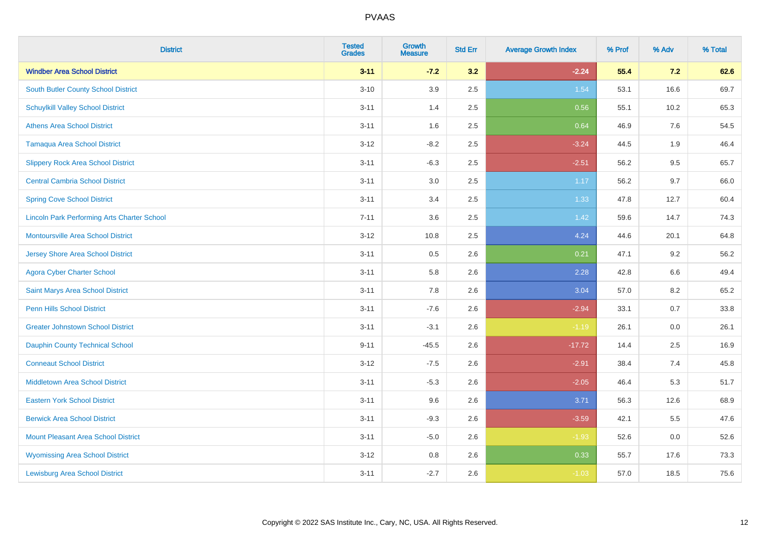# PVAAS

| District | Tested Grades | Growth Measure | Std Err | Average Growth Index | % Prof | % Adv | % Total |
|---|---|---|---|---|---|---|---|
| **Windber Area School District** | **3-11** | **-7.2** | **3.2** | **-2.24** | **55.4** | **7.2** | **62.6** |
| South Butler County School District | 3-10 | 3.9 | 2.5 | 1.54 | 53.1 | 16.6 | 69.7 |
| Schuylkill Valley School District | 3-11 | 1.4 | 2.5 | 0.56 | 55.1 | 10.2 | 65.3 |
| Athens Area School District | 3-11 | 1.6 | 2.5 | 0.64 | 46.9 | 7.6 | 54.5 |
| Tamaqua Area School District | 3-12 | -8.2 | 2.5 | -3.24 | 44.5 | 1.9 | 46.4 |
| Slippery Rock Area School District | 3-11 | -6.3 | 2.5 | -2.51 | 56.2 | 9.5 | 65.7 |
| Central Cambria School District | 3-11 | 3.0 | 2.5 | 1.17 | 56.2 | 9.7 | 66.0 |
| Spring Cove School District | 3-11 | 3.4 | 2.5 | 1.33 | 47.8 | 12.7 | 60.4 |
| Lincoln Park Performing Arts Charter School | 7-11 | 3.6 | 2.5 | 1.42 | 59.6 | 14.7 | 74.3 |
| Montoursville Area School District | 3-12 | 10.8 | 2.5 | 4.24 | 44.6 | 20.1 | 64.8 |
| Jersey Shore Area School District | 3-11 | 0.5 | 2.6 | 0.21 | 47.1 | 9.2 | 56.2 |
| Agora Cyber Charter School | 3-11 | 5.8 | 2.6 | 2.28 | 42.8 | 6.6 | 49.4 |
| Saint Marys Area School District | 3-11 | 7.8 | 2.6 | 3.04 | 57.0 | 8.2 | 65.2 |
| Penn Hills School District | 3-11 | -7.6 | 2.6 | -2.94 | 33.1 | 0.7 | 33.8 |
| Greater Johnstown School District | 3-11 | -3.1 | 2.6 | -1.19 | 26.1 | 0.0 | 26.1 |
| Dauphin County Technical School | 9-11 | -45.5 | 2.6 | -17.72 | 14.4 | 2.5 | 16.9 |
| Conneaut School District | 3-12 | -7.5 | 2.6 | -2.91 | 38.4 | 7.4 | 45.8 |
| Middletown Area School District | 3-11 | -5.3 | 2.6 | -2.05 | 46.4 | 5.3 | 51.7 |
| Eastern York School District | 3-11 | 9.6 | 2.6 | 3.71 | 56.3 | 12.6 | 68.9 |
| Berwick Area School District | 3-11 | -9.3 | 2.6 | -3.59 | 42.1 | 5.5 | 47.6 |
| Mount Pleasant Area School District | 3-11 | -5.0 | 2.6 | -1.93 | 52.6 | 0.0 | 52.6 |
| Wyomissing Area School District | 3-12 | 0.8 | 2.6 | 0.33 | 55.7 | 17.6 | 73.3 |
| Lewisburg Area School District | 3-11 | -2.7 | 2.6 | -1.03 | 57.0 | 18.5 | 75.6 |

Copyright © 2022 SAS Institute Inc., Cary, NC, USA. All Rights Reserved.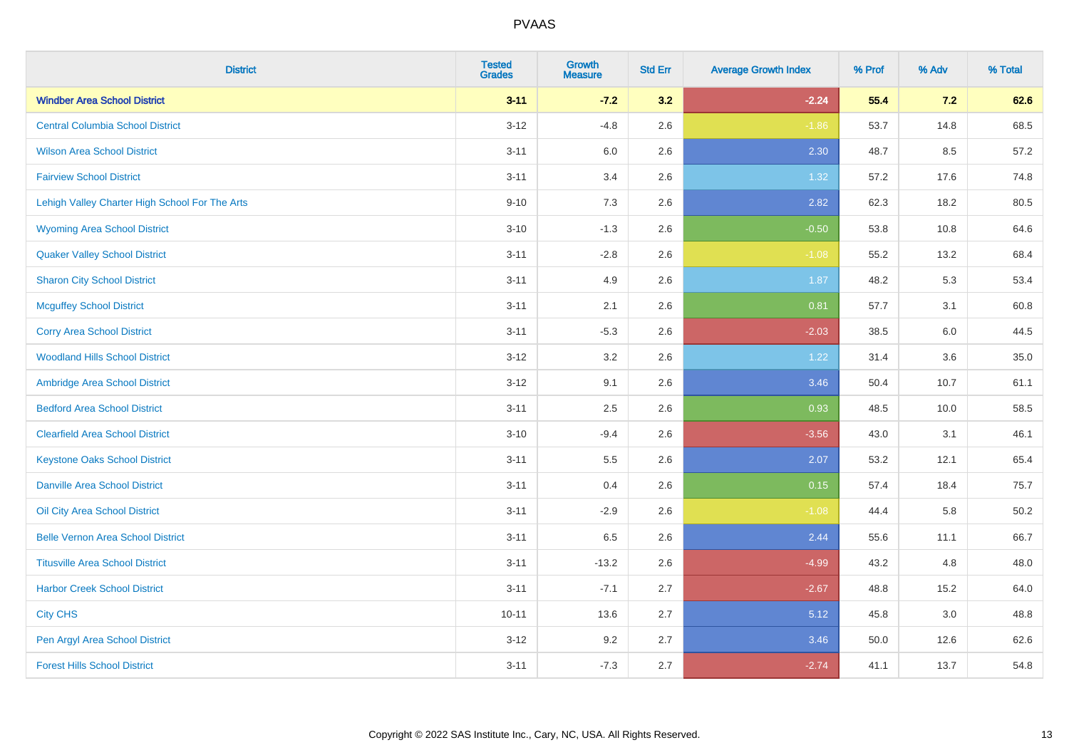| District | Tested Grades | Growth Measure | Std Err | Average Growth Index | % Prof | % Adv | % Total |
|---|---|---|---|---|---|---|---|
| **Windber Area School District** | **3-11** | **-7.2** | **3.2** | **-2.24** | **55.4** | **7.2** | **62.6** |
| Central Columbia School District | 3-12 | -4.8 | 2.6 | -1.86 | 53.7 | 14.8 | 68.5 |
| Wilson Area School District | 3-11 | 6.0 | 2.6 | 2.30 | 48.7 | 8.5 | 57.2 |
| Fairview School District | 3-11 | 3.4 | 2.6 | 1.32 | 57.2 | 17.6 | 74.8 |
| Lehigh Valley Charter High School For The Arts | 9-10 | 7.3 | 2.6 | 2.82 | 62.3 | 18.2 | 80.5 |
| Wyoming Area School District | 3-10 | -1.3 | 2.6 | -0.50 | 53.8 | 10.8 | 64.6 |
| Quaker Valley School District | 3-11 | -2.8 | 2.6 | -1.08 | 55.2 | 13.2 | 68.4 |
| Sharon City School District | 3-11 | 4.9 | 2.6 | 1.87 | 48.2 | 5.3 | 53.4 |
| Mcguffey School District | 3-11 | 2.1 | 2.6 | 0.81 | 57.7 | 3.1 | 60.8 |
| Corry Area School District | 3-11 | -5.3 | 2.6 | -2.03 | 38.5 | 6.0 | 44.5 |
| Woodland Hills School District | 3-12 | 3.2 | 2.6 | 1.22 | 31.4 | 3.6 | 35.0 |
| Ambridge Area School District | 3-12 | 9.1 | 2.6 | 3.46 | 50.4 | 10.7 | 61.1 |
| Bedford Area School District | 3-11 | 2.5 | 2.6 | 0.93 | 48.5 | 10.0 | 58.5 |
| Clearfield Area School District | 3-10 | -9.4 | 2.6 | -3.56 | 43.0 | 3.1 | 46.1 |
| Keystone Oaks School District | 3-11 | 5.5 | 2.6 | 2.07 | 53.2 | 12.1 | 65.4 |
| Danville Area School District | 3-11 | 0.4 | 2.6 | 0.15 | 57.4 | 18.4 | 75.7 |
| Oil City Area School District | 3-11 | -2.9 | 2.6 | -1.08 | 44.4 | 5.8 | 50.2 |
| Belle Vernon Area School District | 3-11 | 6.5 | 2.6 | 2.44 | 55.6 | 11.1 | 66.7 |
| Titusville Area School District | 3-11 | -13.2 | 2.6 | -4.99 | 43.2 | 4.8 | 48.0 |
| Harbor Creek School District | 3-11 | -7.1 | 2.7 | -2.67 | 48.8 | 15.2 | 64.0 |
| City CHS | 10-11 | 13.6 | 2.7 | 5.12 | 45.8 | 3.0 | 48.8 |
| Pen Argyl Area School District | 3-12 | 9.2 | 2.7 | 3.46 | 50.0 | 12.6 | 62.6 |
| Forest Hills School District | 3-11 | -7.3 | 2.7 | -2.74 | 41.1 | 13.7 | 54.8 |

Copyright © 2022 SAS Institute Inc., Cary, NC, USA. All Rights Reserved.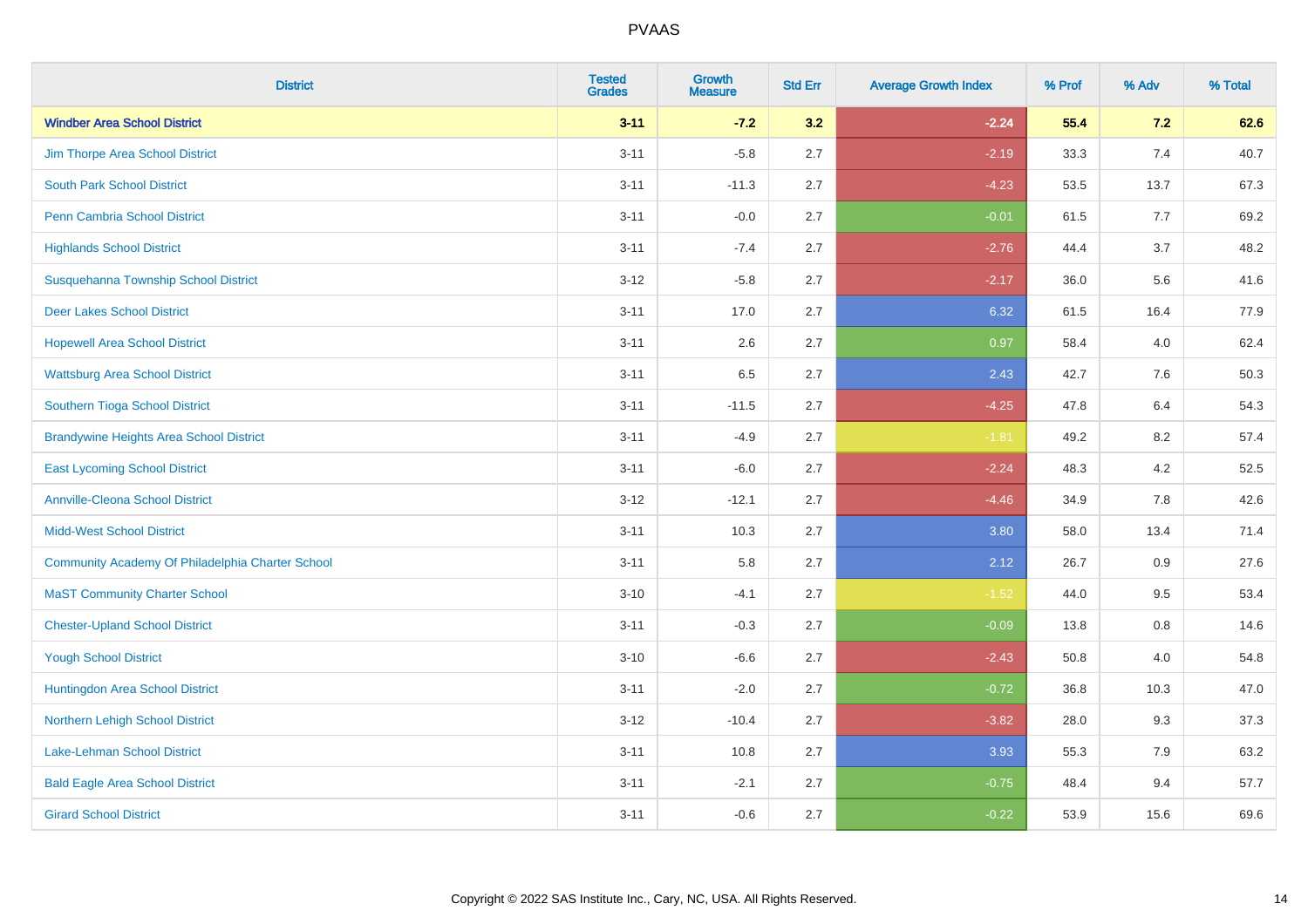# PVAAS

| District | Tested Grades | Growth Measure | Std Err | Average Growth Index | % Prof | % Adv | % Total |
|---|---|---|---|---|---|---|---|
| **Windber Area School District** | **3-11** | **-7.2** | **3.2** | **-2.24** | **55.4** | **7.2** | **62.6** |
| Jim Thorpe Area School District | 3-11 | -5.8 | 2.7 | -2.19 | 33.3 | 7.4 | 40.7 |
| South Park School District | 3-11 | -11.3 | 2.7 | -4.23 | 53.5 | 13.7 | 67.3 |
| Penn Cambria School District | 3-11 | -0.0 | 2.7 | -0.01 | 61.5 | 7.7 | 69.2 |
| Highlands School District | 3-11 | -7.4 | 2.7 | -2.76 | 44.4 | 3.7 | 48.2 |
| Susquehanna Township School District | 3-12 | -5.8 | 2.7 | -2.17 | 36.0 | 5.6 | 41.6 |
| Deer Lakes School District | 3-11 | 17.0 | 2.7 | 6.32 | 61.5 | 16.4 | 77.9 |
| Hopewell Area School District | 3-11 | 2.6 | 2.7 | 0.97 | 58.4 | 4.0 | 62.4 |
| Wattsburg Area School District | 3-11 | 6.5 | 2.7 | 2.43 | 42.7 | 7.6 | 50.3 |
| Southern Tioga School District | 3-11 | -11.5 | 2.7 | -4.25 | 47.8 | 6.4 | 54.3 |
| Brandywine Heights Area School District | 3-11 | -4.9 | 2.7 | -1.81 | 49.2 | 8.2 | 57.4 |
| East Lycoming School District | 3-11 | -6.0 | 2.7 | -2.24 | 48.3 | 4.2 | 52.5 |
| Annville-Cleona School District | 3-12 | -12.1 | 2.7 | -4.46 | 34.9 | 7.8 | 42.6 |
| Midd-West School District | 3-11 | 10.3 | 2.7 | 3.80 | 58.0 | 13.4 | 71.4 |
| Community Academy Of Philadelphia Charter School | 3-11 | 5.8 | 2.7 | 2.12 | 26.7 | 0.9 | 27.6 |
| MaST Community Charter School | 3-10 | -4.1 | 2.7 | -1.52 | 44.0 | 9.5 | 53.4 |
| Chester-Upland School District | 3-11 | -0.3 | 2.7 | -0.09 | 13.8 | 0.8 | 14.6 |
| Yough School District | 3-10 | -6.6 | 2.7 | -2.43 | 50.8 | 4.0 | 54.8 |
| Huntingdon Area School District | 3-11 | -2.0 | 2.7 | -0.72 | 36.8 | 10.3 | 47.0 |
| Northern Lehigh School District | 3-12 | -10.4 | 2.7 | -3.82 | 28.0 | 9.3 | 37.3 |
| Lake-Lehman School District | 3-11 | 10.8 | 2.7 | 3.93 | 55.3 | 7.9 | 63.2 |
| Bald Eagle Area School District | 3-11 | -2.1 | 2.7 | -0.75 | 48.4 | 9.4 | 57.7 |
| Girard School District | 3-11 | -0.6 | 2.7 | -0.22 | 53.9 | 15.6 | 69.6 |

Copyright © 2022 SAS Institute Inc., Cary, NC, USA. All Rights Reserved.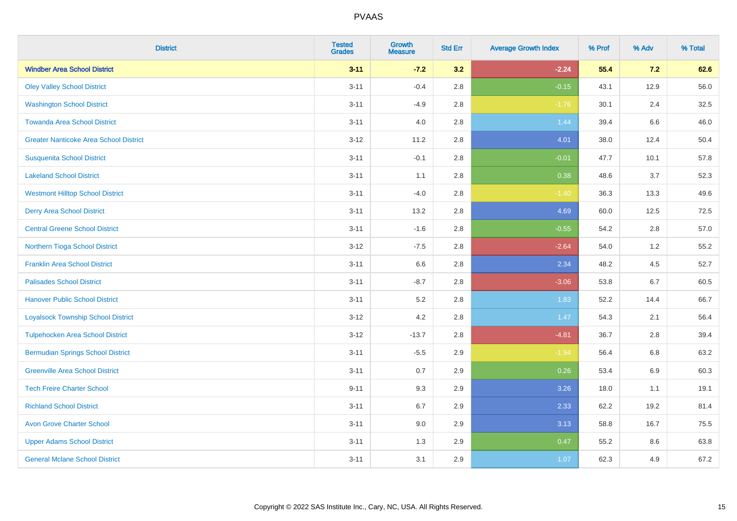# PVAAS

| District | Tested Grades | Growth Measure | Std Err | Average Growth Index | % Prof | % Adv | % Total |
|---|---|---|---|---|---|---|---|
| **Windber Area School District** | **3-11** | **-7.2** | **3.2** | **-2.24** | **55.4** | **7.2** | **62.6** |
| Oley Valley School District | 3-11 | -0.4 | 2.8 | -0.15 | 43.1 | 12.9 | 56.0 |
| Washington School District | 3-11 | -4.9 | 2.8 | -1.76 | 30.1 | 2.4 | 32.5 |
| Towanda Area School District | 3-11 | 4.0 | 2.8 | 1.44 | 39.4 | 6.6 | 46.0 |
| Greater Nanticoke Area School District | 3-12 | 11.2 | 2.8 | 4.01 | 38.0 | 12.4 | 50.4 |
| Susquenita School District | 3-11 | -0.1 | 2.8 | -0.01 | 47.7 | 10.1 | 57.8 |
| Lakeland School District | 3-11 | 1.1 | 2.8 | 0.38 | 48.6 | 3.7 | 52.3 |
| Westmont Hilltop School District | 3-11 | -4.0 | 2.8 | -1.40 | 36.3 | 13.3 | 49.6 |
| Derry Area School District | 3-11 | 13.2 | 2.8 | 4.69 | 60.0 | 12.5 | 72.5 |
| Central Greene School District | 3-11 | -1.6 | 2.8 | -0.55 | 54.2 | 2.8 | 57.0 |
| Northern Tioga School District | 3-12 | -7.5 | 2.8 | -2.64 | 54.0 | 1.2 | 55.2 |
| Franklin Area School District | 3-11 | 6.6 | 2.8 | 2.34 | 48.2 | 4.5 | 52.7 |
| Palisades School District | 3-11 | -8.7 | 2.8 | -3.06 | 53.8 | 6.7 | 60.5 |
| Hanover Public School District | 3-11 | 5.2 | 2.8 | 1.83 | 52.2 | 14.4 | 66.7 |
| Loyalsock Township School District | 3-12 | 4.2 | 2.8 | 1.47 | 54.3 | 2.1 | 56.4 |
| Tulpehocken Area School District | 3-12 | -13.7 | 2.8 | -4.81 | 36.7 | 2.8 | 39.4 |
| Bermudian Springs School District | 3-11 | -5.5 | 2.9 | -1.94 | 56.4 | 6.8 | 63.2 |
| Greenville Area School District | 3-11 | 0.7 | 2.9 | 0.26 | 53.4 | 6.9 | 60.3 |
| Tech Freire Charter School | 9-11 | 9.3 | 2.9 | 3.26 | 18.0 | 1.1 | 19.1 |
| Richland School District | 3-11 | 6.7 | 2.9 | 2.33 | 62.2 | 19.2 | 81.4 |
| Avon Grove Charter School | 3-11 | 9.0 | 2.9 | 3.13 | 58.8 | 16.7 | 75.5 |
| Upper Adams School District | 3-11 | 1.3 | 2.9 | 0.47 | 55.2 | 8.6 | 63.8 |
| General Mclane School District | 3-11 | 3.1 | 2.9 | 1.07 | 62.3 | 4.9 | 67.2 |

Copyright © 2022 SAS Institute Inc., Cary, NC, USA. All Rights Reserved.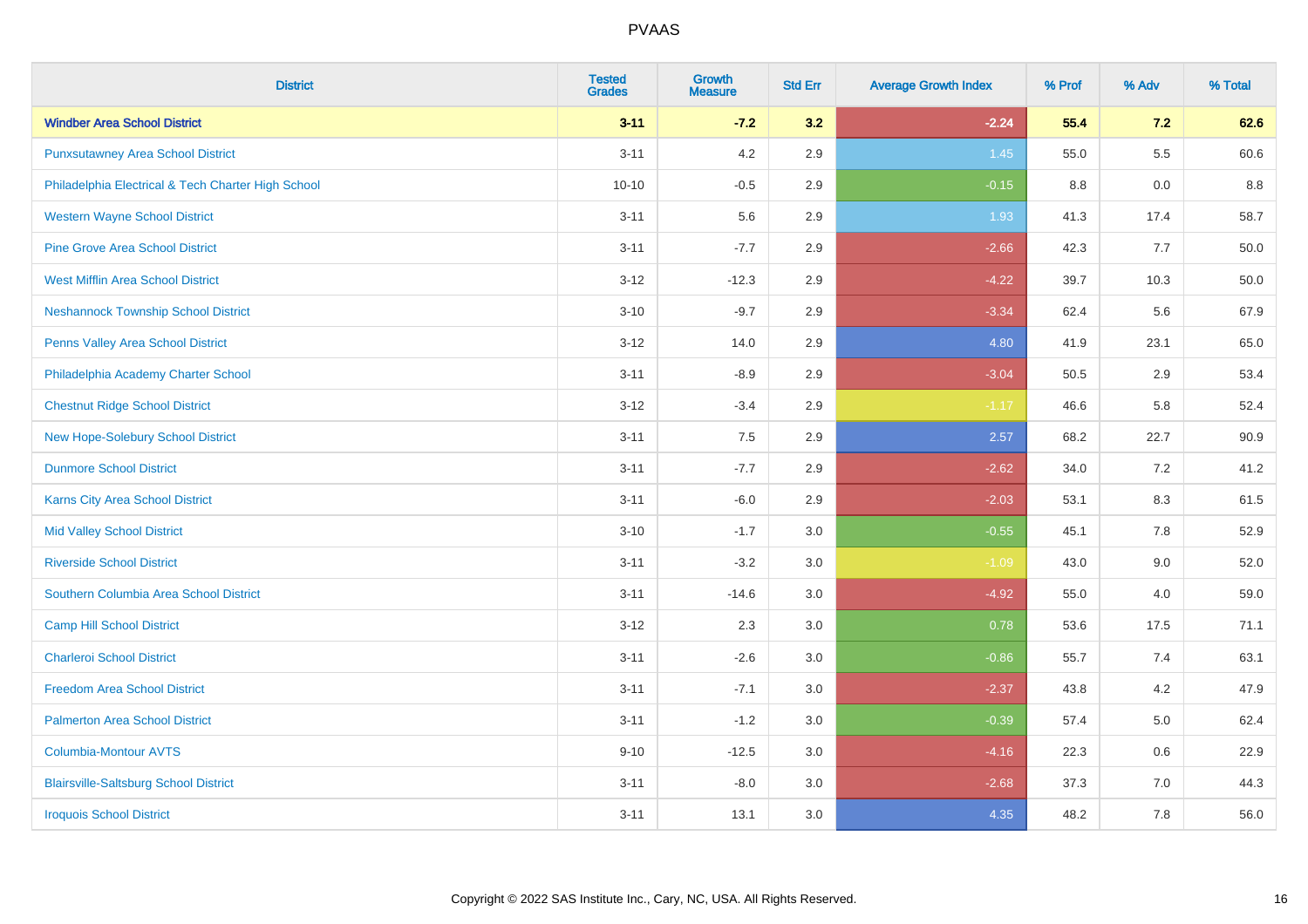| District | Tested Grades | Growth Measure | Std Err | Average Growth Index | % Prof | % Adv | % Total |
|---|---|---|---|---|---|---|---|
| **Windber Area School District** | **3-11** | **-7.2** | **3.2** | **-2.24** | **55.4** | **7.2** | **62.6** |
| Punxsutawney Area School District | 3-11 | 4.2 | 2.9 | 1.45 | 55.0 | 5.5 | 60.6 |
| Philadelphia Electrical & Tech Charter High School | 10-10 | -0.5 | 2.9 | -0.15 | 8.8 | 0.0 | 8.8 |
| Western Wayne School District | 3-11 | 5.6 | 2.9 | 1.93 | 41.3 | 17.4 | 58.7 |
| Pine Grove Area School District | 3-11 | -7.7 | 2.9 | -2.66 | 42.3 | 7.7 | 50.0 |
| West Mifflin Area School District | 3-12 | -12.3 | 2.9 | -4.22 | 39.7 | 10.3 | 50.0 |
| Neshannock Township School District | 3-10 | -9.7 | 2.9 | -3.34 | 62.4 | 5.6 | 67.9 |
| Penns Valley Area School District | 3-12 | 14.0 | 2.9 | 4.80 | 41.9 | 23.1 | 65.0 |
| Philadelphia Academy Charter School | 3-11 | -8.9 | 2.9 | -3.04 | 50.5 | 2.9 | 53.4 |
| Chestnut Ridge School District | 3-12 | -3.4 | 2.9 | -1.17 | 46.6 | 5.8 | 52.4 |
| New Hope-Solebury School District | 3-11 | 7.5 | 2.9 | 2.57 | 68.2 | 22.7 | 90.9 |
| Dunmore School District | 3-11 | -7.7 | 2.9 | -2.62 | 34.0 | 7.2 | 41.2 |
| Karns City Area School District | 3-11 | -6.0 | 2.9 | -2.03 | 53.1 | 8.3 | 61.5 |
| Mid Valley School District | 3-10 | -1.7 | 3.0 | -0.55 | 45.1 | 7.8 | 52.9 |
| Riverside School District | 3-11 | -3.2 | 3.0 | -1.09 | 43.0 | 9.0 | 52.0 |
| Southern Columbia Area School District | 3-11 | -14.6 | 3.0 | -4.92 | 55.0 | 4.0 | 59.0 |
| Camp Hill School District | 3-12 | 2.3 | 3.0 | 0.78 | 53.6 | 17.5 | 71.1 |
| Charleroi School District | 3-11 | -2.6 | 3.0 | -0.86 | 55.7 | 7.4 | 63.1 |
| Freedom Area School District | 3-11 | -7.1 | 3.0 | -2.37 | 43.8 | 4.2 | 47.9 |
| Palmerton Area School District | 3-11 | -1.2 | 3.0 | -0.39 | 57.4 | 5.0 | 62.4 |
| Columbia-Montour AVTS | 9-10 | -12.5 | 3.0 | -4.16 | 22.3 | 0.6 | 22.9 |
| Blairsville-Saltsburg School District | 3-11 | -8.0 | 3.0 | -2.68 | 37.3 | 7.0 | 44.3 |
| Iroquois School District | 3-11 | 13.1 | 3.0 | 4.35 | 48.2 | 7.8 | 56.0 |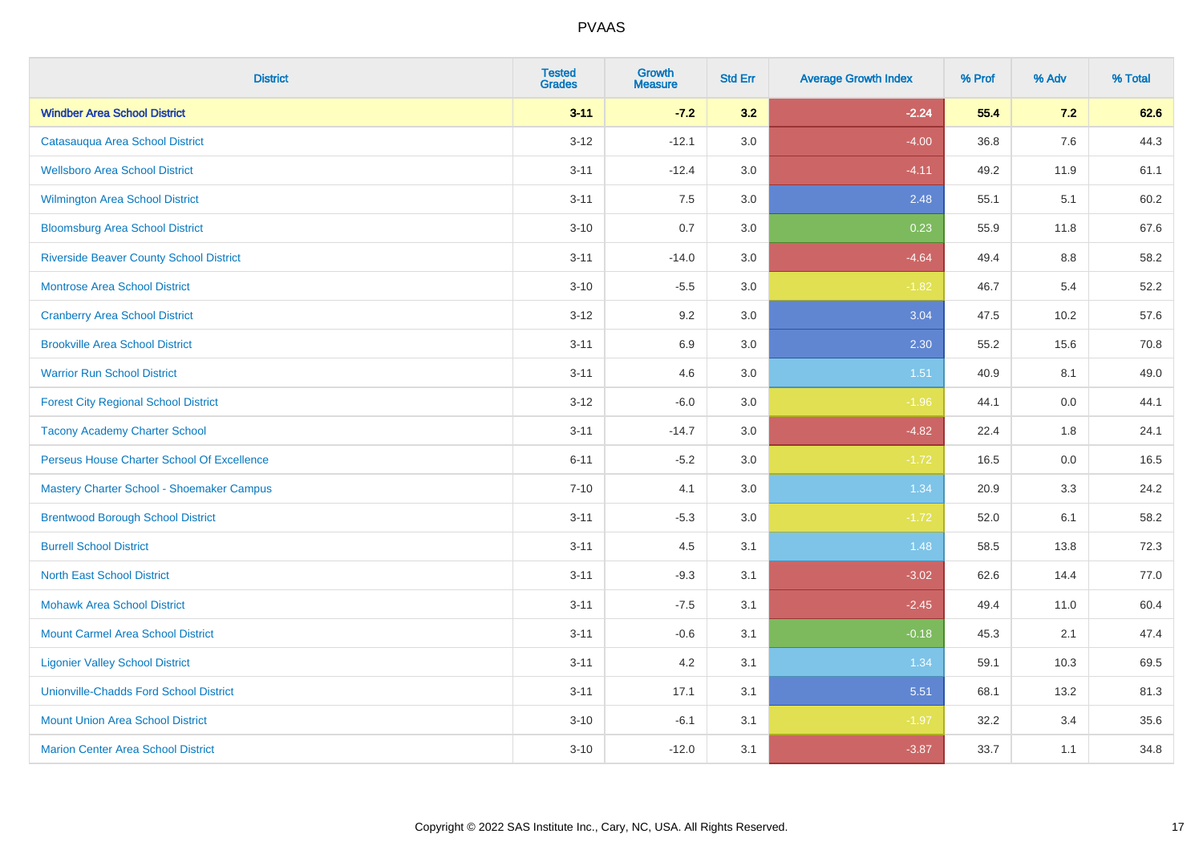| District | Tested Grades | Growth Measure | Std Err | Average Growth Index | % Prof | % Adv | % Total |
|---|---|---|---|---|---|---|---|
| **Windber Area School District** | **3-11** | **-7.2** | **3.2** | **-2.24** | **55.4** | **7.2** | **62.6** |
| Catasauqua Area School District | 3-12 | -12.1 | 3.0 | -4.00 | 36.8 | 7.6 | 44.3 |
| Wellsboro Area School District | 3-11 | -12.4 | 3.0 | -4.11 | 49.2 | 11.9 | 61.1 |
| Wilmington Area School District | 3-11 | 7.5 | 3.0 | 2.48 | 55.1 | 5.1 | 60.2 |
| Bloomsburg Area School District | 3-10 | 0.7 | 3.0 | 0.23 | 55.9 | 11.8 | 67.6 |
| Riverside Beaver County School District | 3-11 | -14.0 | 3.0 | -4.64 | 49.4 | 8.8 | 58.2 |
| Montrose Area School District | 3-10 | -5.5 | 3.0 | -1.82 | 46.7 | 5.4 | 52.2 |
| Cranberry Area School District | 3-12 | 9.2 | 3.0 | 3.04 | 47.5 | 10.2 | 57.6 |
| Brookville Area School District | 3-11 | 6.9 | 3.0 | 2.30 | 55.2 | 15.6 | 70.8 |
| Warrior Run School District | 3-11 | 4.6 | 3.0 | 1.51 | 40.9 | 8.1 | 49.0 |
| Forest City Regional School District | 3-12 | -6.0 | 3.0 | -1.96 | 44.1 | 0.0 | 44.1 |
| Tacony Academy Charter School | 3-11 | -14.7 | 3.0 | -4.82 | 22.4 | 1.8 | 24.1 |
| Perseus House Charter School Of Excellence | 6-11 | -5.2 | 3.0 | -1.72 | 16.5 | 0.0 | 16.5 |
| Mastery Charter School - Shoemaker Campus | 7-10 | 4.1 | 3.0 | 1.34 | 20.9 | 3.3 | 24.2 |
| Brentwood Borough School District | 3-11 | -5.3 | 3.0 | -1.72 | 52.0 | 6.1 | 58.2 |
| Burrell School District | 3-11 | 4.5 | 3.1 | 1.48 | 58.5 | 13.8 | 72.3 |
| North East School District | 3-11 | -9.3 | 3.1 | -3.02 | 62.6 | 14.4 | 77.0 |
| Mohawk Area School District | 3-11 | -7.5 | 3.1 | -2.45 | 49.4 | 11.0 | 60.4 |
| Mount Carmel Area School District | 3-11 | -0.6 | 3.1 | -0.18 | 45.3 | 2.1 | 47.4 |
| Ligonier Valley School District | 3-11 | 4.2 | 3.1 | 1.34 | 59.1 | 10.3 | 69.5 |
| Unionville-Chadds Ford School District | 3-11 | 17.1 | 3.1 | 5.51 | 68.1 | 13.2 | 81.3 |
| Mount Union Area School District | 3-10 | -6.1 | 3.1 | -1.97 | 32.2 | 3.4 | 35.6 |
| Marion Center Area School District | 3-10 | -12.0 | 3.1 | -3.87 | 33.7 | 1.1 | 34.8 |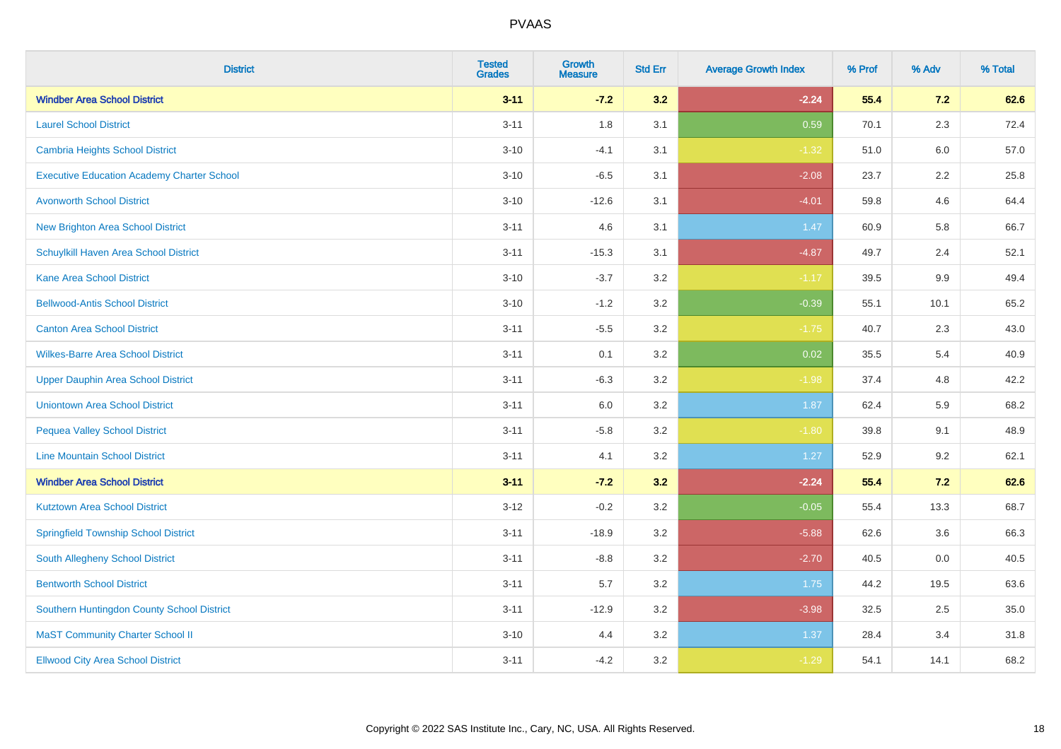| District | Tested Grades | Growth Measure | Std Err | Average Growth Index | % Prof | % Adv | % Total |
|---|---|---|---|---|---|---|---|
| **Windber Area School District** | **3-11** | **-7.2** | **3.2** | **-2.24** | **55.4** | **7.2** | **62.6** |
| Laurel School District | 3-11 | 1.8 | 3.1 | 0.59 | 70.1 | 2.3 | 72.4 |
| Cambria Heights School District | 3-10 | -4.1 | 3.1 | -1.32 | 51.0 | 6.0 | 57.0 |
| Executive Education Academy Charter School | 3-10 | -6.5 | 3.1 | -2.08 | 23.7 | 2.2 | 25.8 |
| Avonworth School District | 3-10 | -12.6 | 3.1 | -4.01 | 59.8 | 4.6 | 64.4 |
| New Brighton Area School District | 3-11 | 4.6 | 3.1 | 1.47 | 60.9 | 5.8 | 66.7 |
| Schuylkill Haven Area School District | 3-11 | -15.3 | 3.1 | -4.87 | 49.7 | 2.4 | 52.1 |
| Kane Area School District | 3-10 | -3.7 | 3.2 | -1.17 | 39.5 | 9.9 | 49.4 |
| Bellwood-Antis School District | 3-10 | -1.2 | 3.2 | -0.39 | 55.1 | 10.1 | 65.2 |
| Canton Area School District | 3-11 | -5.5 | 3.2 | -1.75 | 40.7 | 2.3 | 43.0 |
| Wilkes-Barre Area School District | 3-11 | 0.1 | 3.2 | 0.02 | 35.5 | 5.4 | 40.9 |
| Upper Dauphin Area School District | 3-11 | -6.3 | 3.2 | -1.98 | 37.4 | 4.8 | 42.2 |
| Uniontown Area School District | 3-11 | 6.0 | 3.2 | 1.87 | 62.4 | 5.9 | 68.2 |
| Pequea Valley School District | 3-11 | -5.8 | 3.2 | -1.80 | 39.8 | 9.1 | 48.9 |
| Line Mountain School District | 3-11 | 4.1 | 3.2 | 1.27 | 52.9 | 9.2 | 62.1 |
| **Windber Area School District** | **3-11** | **-7.2** | **3.2** | **-2.24** | **55.4** | **7.2** | **62.6** |
| Kutztown Area School District | 3-12 | -0.2 | 3.2 | -0.05 | 55.4 | 13.3 | 68.7 |
| Springfield Township School District | 3-11 | -18.9 | 3.2 | -5.88 | 62.6 | 3.6 | 66.3 |
| South Allegheny School District | 3-11 | -8.8 | 3.2 | -2.70 | 40.5 | 0.0 | 40.5 |
| Bentworth School District | 3-11 | 5.7 | 3.2 | 1.75 | 44.2 | 19.5 | 63.6 |
| Southern Huntingdon County School District | 3-11 | -12.9 | 3.2 | -3.98 | 32.5 | 2.5 | 35.0 |
| MaST Community Charter School II | 3-10 | 4.4 | 3.2 | 1.37 | 28.4 | 3.4 | 31.8 |
| Ellwood City Area School District | 3-11 | -4.2 | 3.2 | -1.29 | 54.1 | 14.1 | 68.2 |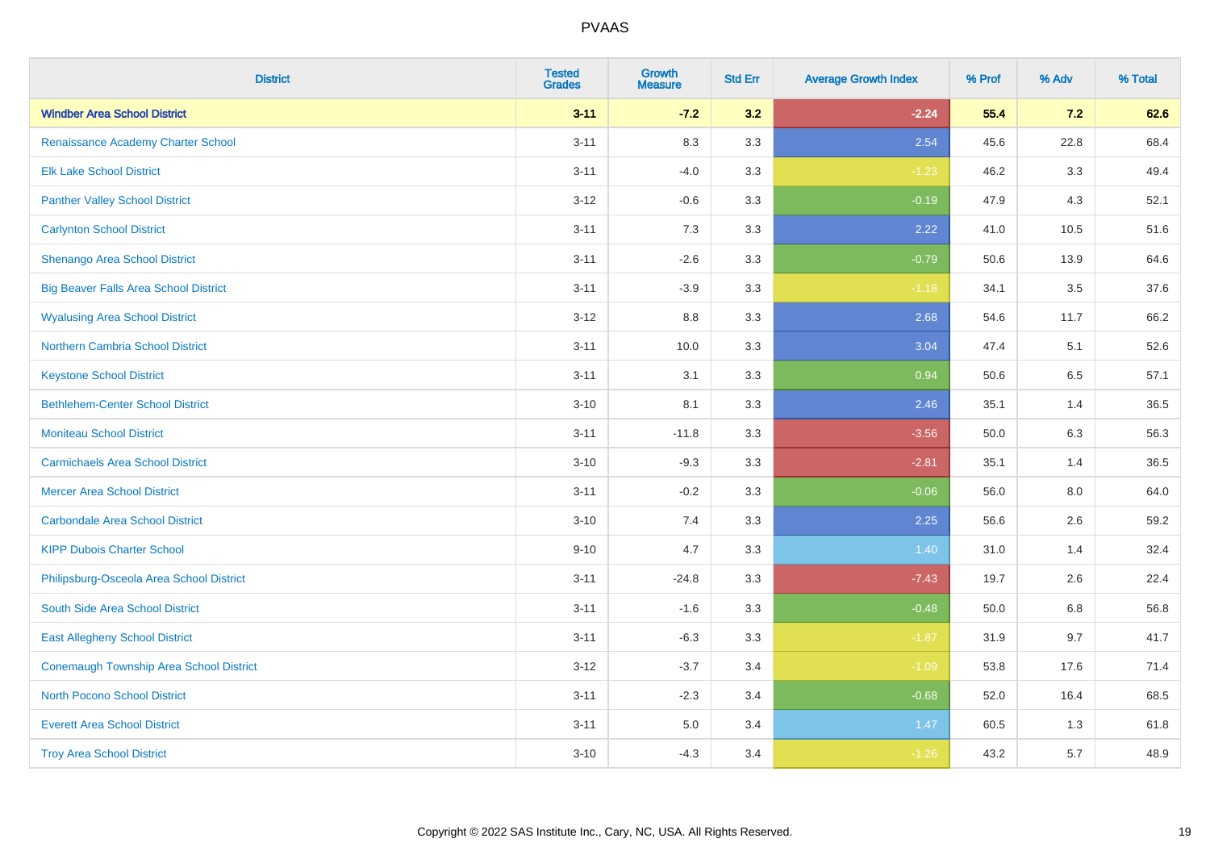# PVAAS

| District | Tested Grades | Growth Measure | Std Err | Average Growth Index | % Prof | % Adv | % Total |
|---|---|---|---|---|---|---|---|
| **Windber Area School District** | **3-11** | **-7.2** | **3.2** | **-2.24** | **55.4** | **7.2** | **62.6** |
| Renaissance Academy Charter School | 3-11 | 8.3 | 3.3 | 2.54 | 45.6 | 22.8 | 68.4 |
| Elk Lake School District | 3-11 | -4.0 | 3.3 | -1.23 | 46.2 | 3.3 | 49.4 |
| Panther Valley School District | 3-12 | -0.6 | 3.3 | -0.19 | 47.9 | 4.3 | 52.1 |
| Carlynton School District | 3-11 | 7.3 | 3.3 | 2.22 | 41.0 | 10.5 | 51.6 |
| Shenango Area School District | 3-11 | -2.6 | 3.3 | -0.79 | 50.6 | 13.9 | 64.6 |
| Big Beaver Falls Area School District | 3-11 | -3.9 | 3.3 | -1.18 | 34.1 | 3.5 | 37.6 |
| Wyalusing Area School District | 3-12 | 8.8 | 3.3 | 2.68 | 54.6 | 11.7 | 66.2 |
| Northern Cambria School District | 3-11 | 10.0 | 3.3 | 3.04 | 47.4 | 5.1 | 52.6 |
| Keystone School District | 3-11 | 3.1 | 3.3 | 0.94 | 50.6 | 6.5 | 57.1 |
| Bethlehem-Center School District | 3-10 | 8.1 | 3.3 | 2.46 | 35.1 | 1.4 | 36.5 |
| Moniteau School District | 3-11 | -11.8 | 3.3 | -3.56 | 50.0 | 6.3 | 56.3 |
| Carmichaels Area School District | 3-10 | -9.3 | 3.3 | -2.81 | 35.1 | 1.4 | 36.5 |
| Mercer Area School District | 3-11 | -0.2 | 3.3 | -0.06 | 56.0 | 8.0 | 64.0 |
| Carbondale Area School District | 3-10 | 7.4 | 3.3 | 2.25 | 56.6 | 2.6 | 59.2 |
| KIPP Dubois Charter School | 9-10 | 4.7 | 3.3 | 1.40 | 31.0 | 1.4 | 32.4 |
| Philipsburg-Osceola Area School District | 3-11 | -24.8 | 3.3 | -7.43 | 19.7 | 2.6 | 22.4 |
| South Side Area School District | 3-11 | -1.6 | 3.3 | -0.48 | 50.0 | 6.8 | 56.8 |
| East Allegheny School District | 3-11 | -6.3 | 3.3 | -1.87 | 31.9 | 9.7 | 41.7 |
| Conemaugh Township Area School District | 3-12 | -3.7 | 3.4 | -1.09 | 53.8 | 17.6 | 71.4 |
| North Pocono School District | 3-11 | -2.3 | 3.4 | -0.68 | 52.0 | 16.4 | 68.5 |
| Everett Area School District | 3-11 | 5.0 | 3.4 | 1.47 | 60.5 | 1.3 | 61.8 |
| Troy Area School District | 3-10 | -4.3 | 3.4 | -1.26 | 43.2 | 5.7 | 48.9 |

Copyright © 2022 SAS Institute Inc., Cary, NC, USA. All Rights Reserved.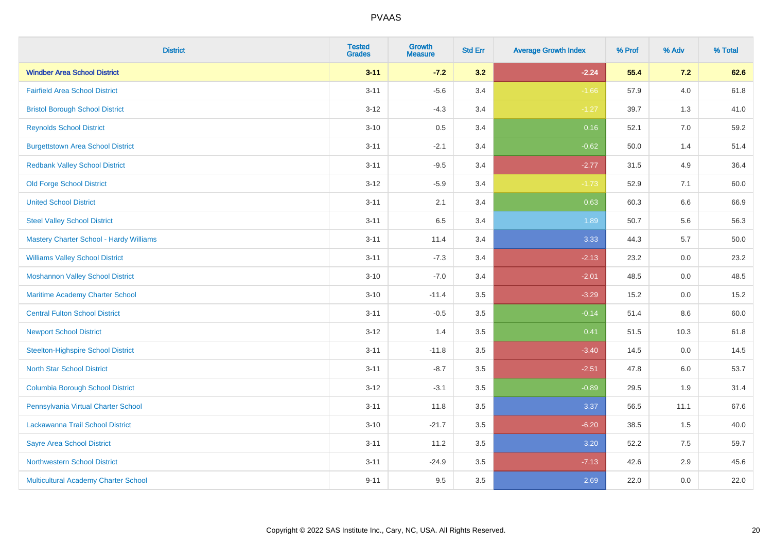| District | Tested Grades | Growth Measure | Std Err | Average Growth Index | % Prof | % Adv | % Total |
|---|---|---|---|---|---|---|---|
| **Windber Area School District** | **3-11** | **-7.2** | **3.2** | **-2.24** | **55.4** | **7.2** | **62.6** |
| Fairfield Area School District | 3-11 | -5.6 | 3.4 | -1.66 | 57.9 | 4.0 | 61.8 |
| Bristol Borough School District | 3-12 | -4.3 | 3.4 | -1.27 | 39.7 | 1.3 | 41.0 |
| Reynolds School District | 3-10 | 0.5 | 3.4 | 0.16 | 52.1 | 7.0 | 59.2 |
| Burgettstown Area School District | 3-11 | -2.1 | 3.4 | -0.62 | 50.0 | 1.4 | 51.4 |
| Redbank Valley School District | 3-11 | -9.5 | 3.4 | -2.77 | 31.5 | 4.9 | 36.4 |
| Old Forge School District | 3-12 | -5.9 | 3.4 | -1.73 | 52.9 | 7.1 | 60.0 |
| United School District | 3-11 | 2.1 | 3.4 | 0.63 | 60.3 | 6.6 | 66.9 |
| Steel Valley School District | 3-11 | 6.5 | 3.4 | 1.89 | 50.7 | 5.6 | 56.3 |
| Mastery Charter School - Hardy Williams | 3-11 | 11.4 | 3.4 | 3.33 | 44.3 | 5.7 | 50.0 |
| Williams Valley School District | 3-11 | -7.3 | 3.4 | -2.13 | 23.2 | 0.0 | 23.2 |
| Moshannon Valley School District | 3-10 | -7.0 | 3.4 | -2.01 | 48.5 | 0.0 | 48.5 |
| Maritime Academy Charter School | 3-10 | -11.4 | 3.5 | -3.29 | 15.2 | 0.0 | 15.2 |
| Central Fulton School District | 3-11 | -0.5 | 3.5 | -0.14 | 51.4 | 8.6 | 60.0 |
| Newport School District | 3-12 | 1.4 | 3.5 | 0.41 | 51.5 | 10.3 | 61.8 |
| Steelton-Highspire School District | 3-11 | -11.8 | 3.5 | -3.40 | 14.5 | 0.0 | 14.5 |
| North Star School District | 3-11 | -8.7 | 3.5 | -2.51 | 47.8 | 6.0 | 53.7 |
| Columbia Borough School District | 3-12 | -3.1 | 3.5 | -0.89 | 29.5 | 1.9 | 31.4 |
| Pennsylvania Virtual Charter School | 3-11 | 11.8 | 3.5 | 3.37 | 56.5 | 11.1 | 67.6 |
| Lackawanna Trail School District | 3-10 | -21.7 | 3.5 | -6.20 | 38.5 | 1.5 | 40.0 |
| Sayre Area School District | 3-11 | 11.2 | 3.5 | 3.20 | 52.2 | 7.5 | 59.7 |
| Northwestern School District | 3-11 | -24.9 | 3.5 | -7.13 | 42.6 | 2.9 | 45.6 |
| Multicultural Academy Charter School | 9-11 | 9.5 | 3.5 | 2.69 | 22.0 | 0.0 | 22.0 |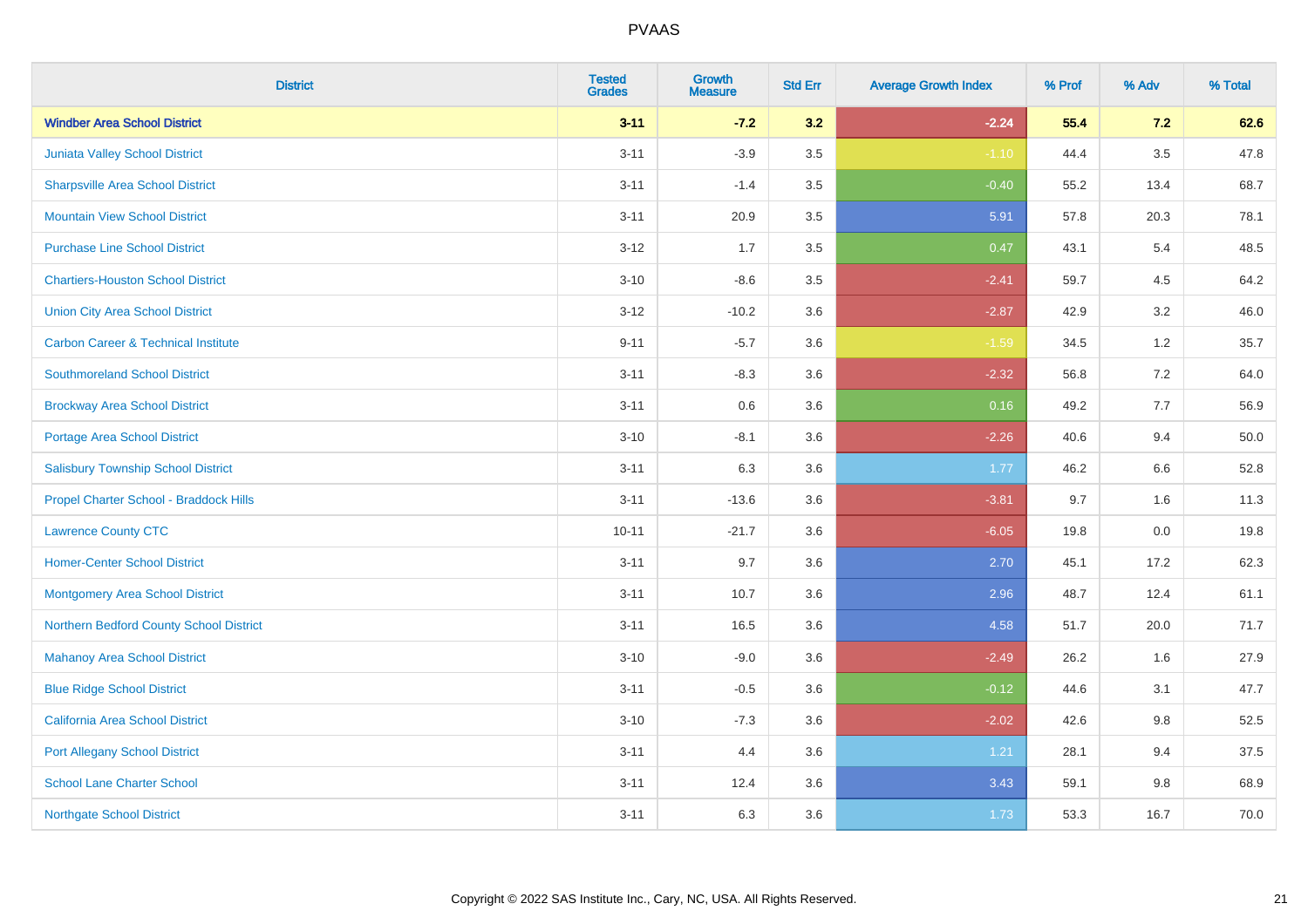| District | Tested Grades | Growth Measure | Std Err | Average Growth Index | % Prof | % Adv | % Total |
|---|---|---|---|---|---|---|---|
| **Windber Area School District** | **3-11** | **-7.2** | **3.2** | **-2.24** | **55.4** | **7.2** | **62.6** |
| Juniata Valley School District | 3-11 | -3.9 | 3.5 | -1.10 | 44.4 | 3.5 | 47.8 |
| Sharpsville Area School District | 3-11 | -1.4 | 3.5 | -0.40 | 55.2 | 13.4 | 68.7 |
| Mountain View School District | 3-11 | 20.9 | 3.5 | 5.91 | 57.8 | 20.3 | 78.1 |
| Purchase Line School District | 3-12 | 1.7 | 3.5 | 0.47 | 43.1 | 5.4 | 48.5 |
| Chartiers-Houston School District | 3-10 | -8.6 | 3.5 | -2.41 | 59.7 | 4.5 | 64.2 |
| Union City Area School District | 3-12 | -10.2 | 3.6 | -2.87 | 42.9 | 3.2 | 46.0 |
| Carbon Career & Technical Institute | 9-11 | -5.7 | 3.6 | -1.59 | 34.5 | 1.2 | 35.7 |
| Southmoreland School District | 3-11 | -8.3 | 3.6 | -2.32 | 56.8 | 7.2 | 64.0 |
| Brockway Area School District | 3-11 | 0.6 | 3.6 | 0.16 | 49.2 | 7.7 | 56.9 |
| Portage Area School District | 3-10 | -8.1 | 3.6 | -2.26 | 40.6 | 9.4 | 50.0 |
| Salisbury Township School District | 3-11 | 6.3 | 3.6 | 1.77 | 46.2 | 6.6 | 52.8 |
| Propel Charter School - Braddock Hills | 3-11 | -13.6 | 3.6 | -3.81 | 9.7 | 1.6 | 11.3 |
| Lawrence County CTC | 10-11 | -21.7 | 3.6 | -6.05 | 19.8 | 0.0 | 19.8 |
| Homer-Center School District | 3-11 | 9.7 | 3.6 | 2.70 | 45.1 | 17.2 | 62.3 |
| Montgomery Area School District | 3-11 | 10.7 | 3.6 | 2.96 | 48.7 | 12.4 | 61.1 |
| Northern Bedford County School District | 3-11 | 16.5 | 3.6 | 4.58 | 51.7 | 20.0 | 71.7 |
| Mahanoy Area School District | 3-10 | -9.0 | 3.6 | -2.49 | 26.2 | 1.6 | 27.9 |
| Blue Ridge School District | 3-11 | -0.5 | 3.6 | -0.12 | 44.6 | 3.1 | 47.7 |
| California Area School District | 3-10 | -7.3 | 3.6 | -2.02 | 42.6 | 9.8 | 52.5 |
| Port Allegany School District | 3-11 | 4.4 | 3.6 | 1.21 | 28.1 | 9.4 | 37.5 |
| School Lane Charter School | 3-11 | 12.4 | 3.6 | 3.43 | 59.1 | 9.8 | 68.9 |
| Northgate School District | 3-11 | 6.3 | 3.6 | 1.73 | 53.3 | 16.7 | 70.0 |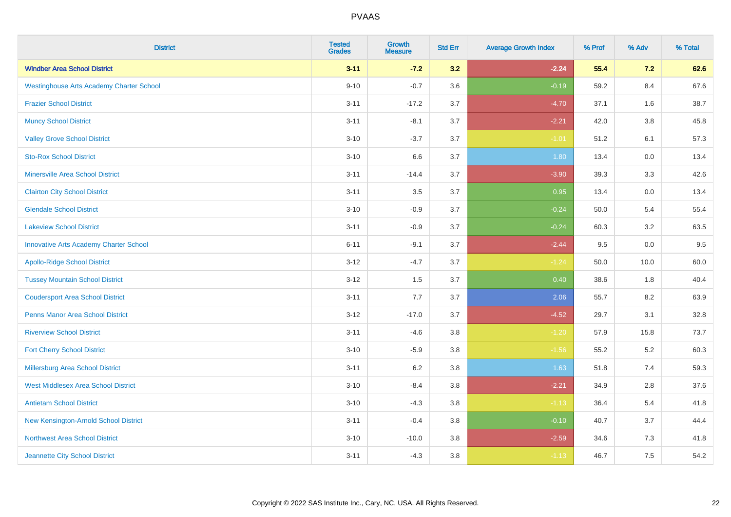# PVAAS

| District | Tested Grades | Growth Measure | Std Err | Average Growth Index | % Prof | % Adv | % Total |
|---|---|---|---|---|---|---|---|
| **Windber Area School District** | **3-11** | **-7.2** | **3.2** | **-2.24** | **55.4** | **7.2** | **62.6** |
| Westinghouse Arts Academy Charter School | 9-10 | -0.7 | 3.6 | -0.19 | 59.2 | 8.4 | 67.6 |
| Frazier School District | 3-11 | -17.2 | 3.7 | -4.70 | 37.1 | 1.6 | 38.7 |
| Muncy School District | 3-11 | -8.1 | 3.7 | -2.21 | 42.0 | 3.8 | 45.8 |
| Valley Grove School District | 3-10 | -3.7 | 3.7 | -1.01 | 51.2 | 6.1 | 57.3 |
| Sto-Rox School District | 3-10 | 6.6 | 3.7 | 1.80 | 13.4 | 0.0 | 13.4 |
| Minersville Area School District | 3-11 | -14.4 | 3.7 | -3.90 | 39.3 | 3.3 | 42.6 |
| Clairton City School District | 3-11 | 3.5 | 3.7 | 0.95 | 13.4 | 0.0 | 13.4 |
| Glendale School District | 3-10 | -0.9 | 3.7 | -0.24 | 50.0 | 5.4 | 55.4 |
| Lakeview School District | 3-11 | -0.9 | 3.7 | -0.24 | 60.3 | 3.2 | 63.5 |
| Innovative Arts Academy Charter School | 6-11 | -9.1 | 3.7 | -2.44 | 9.5 | 0.0 | 9.5 |
| Apollo-Ridge School District | 3-12 | -4.7 | 3.7 | -1.24 | 50.0 | 10.0 | 60.0 |
| Tussey Mountain School District | 3-12 | 1.5 | 3.7 | 0.40 | 38.6 | 1.8 | 40.4 |
| Coudersport Area School District | 3-11 | 7.7 | 3.7 | 2.06 | 55.7 | 8.2 | 63.9 |
| Penns Manor Area School District | 3-12 | -17.0 | 3.7 | -4.52 | 29.7 | 3.1 | 32.8 |
| Riverview School District | 3-11 | -4.6 | 3.8 | -1.20 | 57.9 | 15.8 | 73.7 |
| Fort Cherry School District | 3-10 | -5.9 | 3.8 | -1.56 | 55.2 | 5.2 | 60.3 |
| Millersburg Area School District | 3-11 | 6.2 | 3.8 | 1.63 | 51.8 | 7.4 | 59.3 |
| West Middlesex Area School District | 3-10 | -8.4 | 3.8 | -2.21 | 34.9 | 2.8 | 37.6 |
| Antietam School District | 3-10 | -4.3 | 3.8 | -1.13 | 36.4 | 5.4 | 41.8 |
| New Kensington-Arnold School District | 3-11 | -0.4 | 3.8 | -0.10 | 40.7 | 3.7 | 44.4 |
| Northwest Area School District | 3-10 | -10.0 | 3.8 | -2.59 | 34.6 | 7.3 | 41.8 |
| Jeannette City School District | 3-11 | -4.3 | 3.8 | -1.13 | 46.7 | 7.5 | 54.2 |

Copyright © 2022 SAS Institute Inc., Cary, NC, USA. All Rights Reserved.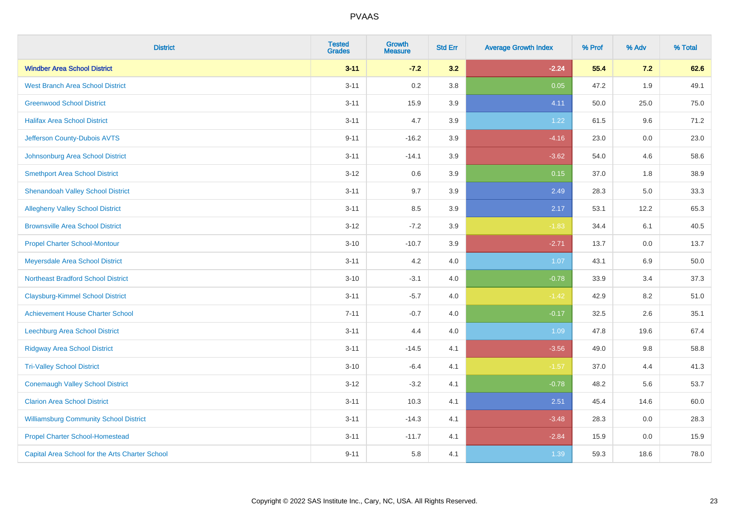# PVAAS

| District | Tested Grades | Growth Measure | Std Err | Average Growth Index | % Prof | % Adv | % Total |
|---|---|---|---|---|---|---|---|
| **Windber Area School District** | **3-11** | **-7.2** | **3.2** | **-2.24** | **55.4** | **7.2** | **62.6** |
| West Branch Area School District | 3-11 | 0.2 | 3.8 | 0.05 | 47.2 | 1.9 | 49.1 |
| Greenwood School District | 3-11 | 15.9 | 3.9 | 4.11 | 50.0 | 25.0 | 75.0 |
| Halifax Area School District | 3-11 | 4.7 | 3.9 | 1.22 | 61.5 | 9.6 | 71.2 |
| Jefferson County-Dubois AVTS | 9-11 | -16.2 | 3.9 | -4.16 | 23.0 | 0.0 | 23.0 |
| Johnsonburg Area School District | 3-11 | -14.1 | 3.9 | -3.62 | 54.0 | 4.6 | 58.6 |
| Smethport Area School District | 3-12 | 0.6 | 3.9 | 0.15 | 37.0 | 1.8 | 38.9 |
| Shenandoah Valley School District | 3-11 | 9.7 | 3.9 | 2.49 | 28.3 | 5.0 | 33.3 |
| Allegheny Valley School District | 3-11 | 8.5 | 3.9 | 2.17 | 53.1 | 12.2 | 65.3 |
| Brownsville Area School District | 3-12 | -7.2 | 3.9 | -1.83 | 34.4 | 6.1 | 40.5 |
| Propel Charter School-Montour | 3-10 | -10.7 | 3.9 | -2.71 | 13.7 | 0.0 | 13.7 |
| Meyersdale Area School District | 3-11 | 4.2 | 4.0 | 1.07 | 43.1 | 6.9 | 50.0 |
| Northeast Bradford School District | 3-10 | -3.1 | 4.0 | -0.78 | 33.9 | 3.4 | 37.3 |
| Claysburg-Kimmel School District | 3-11 | -5.7 | 4.0 | -1.42 | 42.9 | 8.2 | 51.0 |
| Achievement House Charter School | 7-11 | -0.7 | 4.0 | -0.17 | 32.5 | 2.6 | 35.1 |
| Leechburg Area School District | 3-11 | 4.4 | 4.0 | 1.09 | 47.8 | 19.6 | 67.4 |
| Ridgway Area School District | 3-11 | -14.5 | 4.1 | -3.56 | 49.0 | 9.8 | 58.8 |
| Tri-Valley School District | 3-10 | -6.4 | 4.1 | -1.57 | 37.0 | 4.4 | 41.3 |
| Conemaugh Valley School District | 3-12 | -3.2 | 4.1 | -0.78 | 48.2 | 5.6 | 53.7 |
| Clarion Area School District | 3-11 | 10.3 | 4.1 | 2.51 | 45.4 | 14.6 | 60.0 |
| Williamsburg Community School District | 3-11 | -14.3 | 4.1 | -3.48 | 28.3 | 0.0 | 28.3 |
| Propel Charter School-Homestead | 3-11 | -11.7 | 4.1 | -2.84 | 15.9 | 0.0 | 15.9 |
| Capital Area School for the Arts Charter School | 9-11 | 5.8 | 4.1 | 1.39 | 59.3 | 18.6 | 78.0 |

Copyright © 2022 SAS Institute Inc., Cary, NC, USA. All Rights Reserved.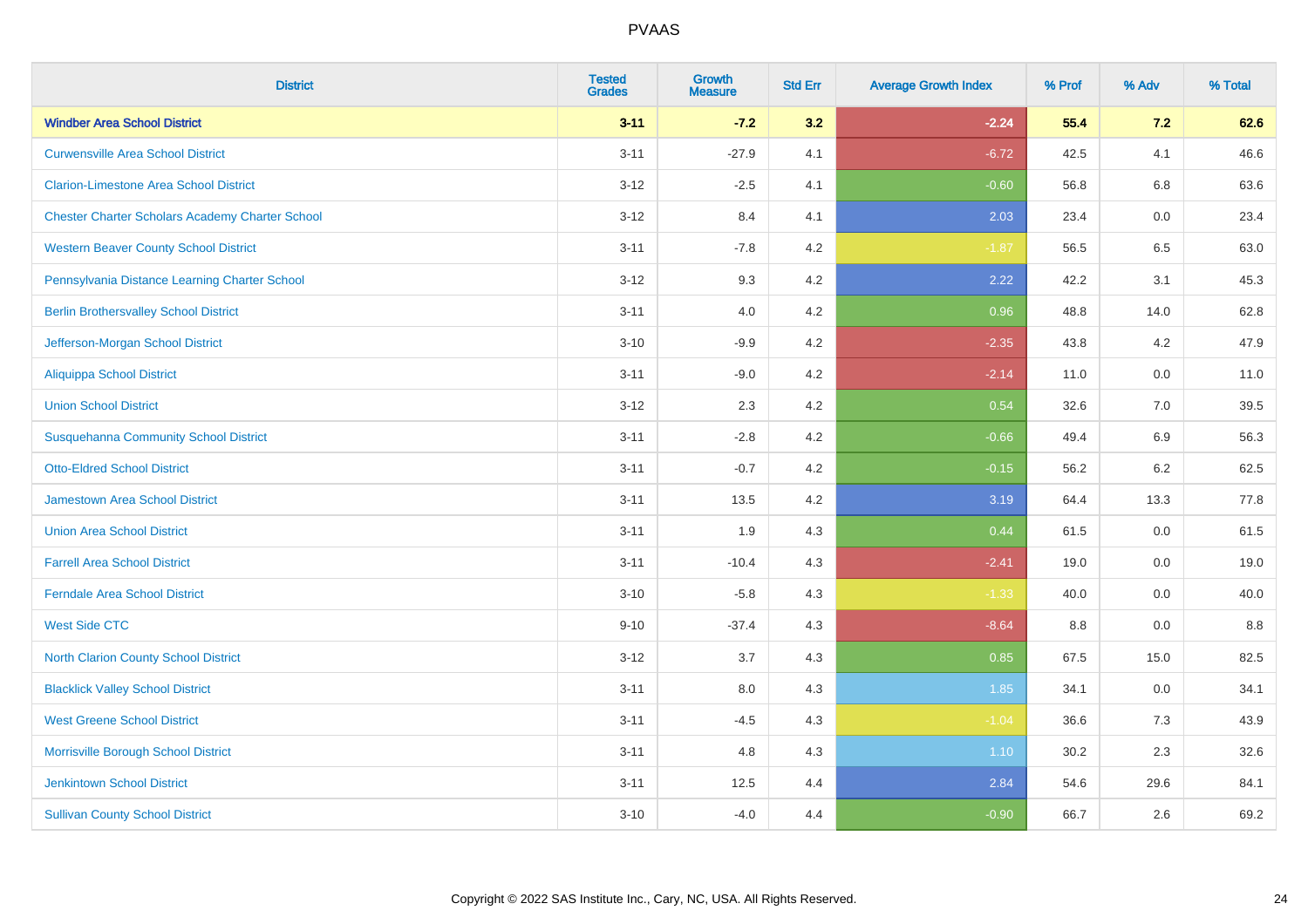| District | Tested Grades | Growth Measure | Std Err | Average Growth Index | % Prof | % Adv | % Total |
|---|---|---|---|---|---|---|---|
| **Windber Area School District** | **3-11** | **-7.2** | **3.2** | **-2.24** | **55.4** | **7.2** | **62.6** |
| Curwensville Area School District | 3-11 | -27.9 | 4.1 | -6.72 | 42.5 | 4.1 | 46.6 |
| Clarion-Limestone Area School District | 3-12 | -2.5 | 4.1 | -0.60 | 56.8 | 6.8 | 63.6 |
| Chester Charter Scholars Academy Charter School | 3-12 | 8.4 | 4.1 | 2.03 | 23.4 | 0.0 | 23.4 |
| Western Beaver County School District | 3-11 | -7.8 | 4.2 | -1.87 | 56.5 | 6.5 | 63.0 |
| Pennsylvania Distance Learning Charter School | 3-12 | 9.3 | 4.2 | 2.22 | 42.2 | 3.1 | 45.3 |
| Berlin Brothersvalley School District | 3-11 | 4.0 | 4.2 | 0.96 | 48.8 | 14.0 | 62.8 |
| Jefferson-Morgan School District | 3-10 | -9.9 | 4.2 | -2.35 | 43.8 | 4.2 | 47.9 |
| Aliquippa School District | 3-11 | -9.0 | 4.2 | -2.14 | 11.0 | 0.0 | 11.0 |
| Union School District | 3-12 | 2.3 | 4.2 | 0.54 | 32.6 | 7.0 | 39.5 |
| Susquehanna Community School District | 3-11 | -2.8 | 4.2 | -0.66 | 49.4 | 6.9 | 56.3 |
| Otto-Eldred School District | 3-11 | -0.7 | 4.2 | -0.15 | 56.2 | 6.2 | 62.5 |
| Jamestown Area School District | 3-11 | 13.5 | 4.2 | 3.19 | 64.4 | 13.3 | 77.8 |
| Union Area School District | 3-11 | 1.9 | 4.3 | 0.44 | 61.5 | 0.0 | 61.5 |
| Farrell Area School District | 3-11 | -10.4 | 4.3 | -2.41 | 19.0 | 0.0 | 19.0 |
| Ferndale Area School District | 3-10 | -5.8 | 4.3 | -1.33 | 40.0 | 0.0 | 40.0 |
| West Side CTC | 9-10 | -37.4 | 4.3 | -8.64 | 8.8 | 0.0 | 8.8 |
| North Clarion County School District | 3-12 | 3.7 | 4.3 | 0.85 | 67.5 | 15.0 | 82.5 |
| Blacklick Valley School District | 3-11 | 8.0 | 4.3 | 1.85 | 34.1 | 0.0 | 34.1 |
| West Greene School District | 3-11 | -4.5 | 4.3 | -1.04 | 36.6 | 7.3 | 43.9 |
| Morrisville Borough School District | 3-11 | 4.8 | 4.3 | 1.10 | 30.2 | 2.3 | 32.6 |
| Jenkintown School District | 3-11 | 12.5 | 4.4 | 2.84 | 54.6 | 29.6 | 84.1 |
| Sullivan County School District | 3-10 | -4.0 | 4.4 | -0.90 | 66.7 | 2.6 | 69.2 |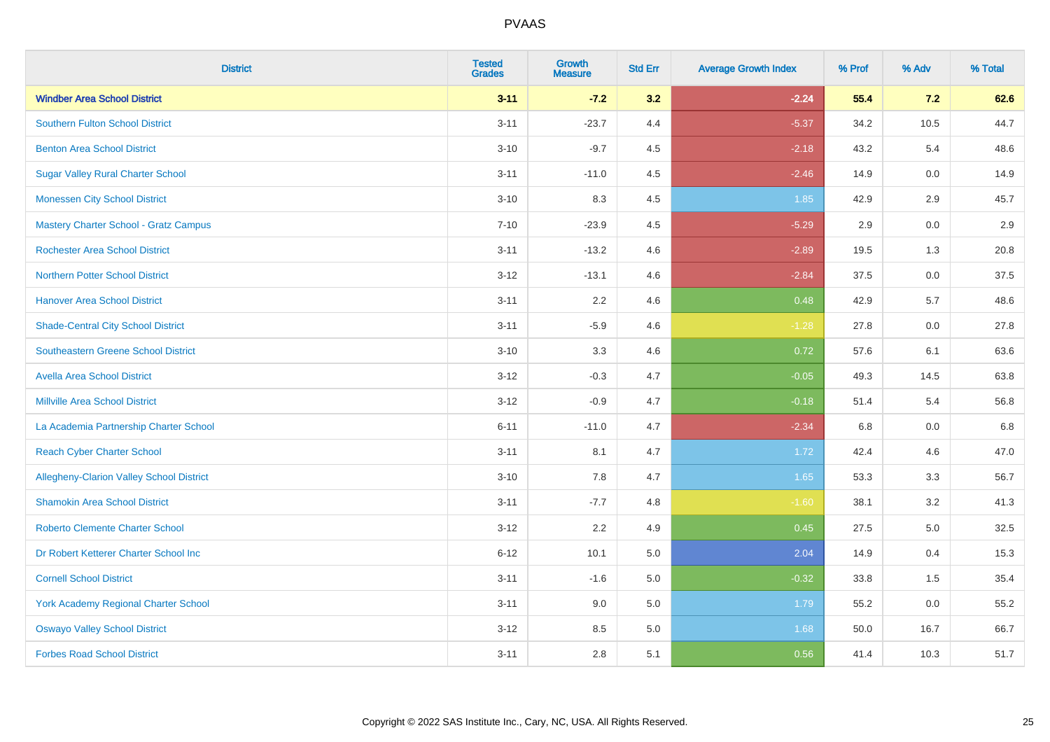| District | Tested Grades | Growth Measure | Std Err | Average Growth Index | % Prof | % Adv | % Total |
|---|---|---|---|---|---|---|---|
| **Windber Area School District** | **3-11** | **-7.2** | **3.2** | **-2.24** | **55.4** | **7.2** | **62.6** |
| Southern Fulton School District | 3-11 | -23.7 | 4.4 | -5.37 | 34.2 | 10.5 | 44.7 |
| Benton Area School District | 3-10 | -9.7 | 4.5 | -2.18 | 43.2 | 5.4 | 48.6 |
| Sugar Valley Rural Charter School | 3-11 | -11.0 | 4.5 | -2.46 | 14.9 | 0.0 | 14.9 |
| Monessen City School District | 3-10 | 8.3 | 4.5 | 1.85 | 42.9 | 2.9 | 45.7 |
| Mastery Charter School - Gratz Campus | 7-10 | -23.9 | 4.5 | -5.29 | 2.9 | 0.0 | 2.9 |
| Rochester Area School District | 3-11 | -13.2 | 4.6 | -2.89 | 19.5 | 1.3 | 20.8 |
| Northern Potter School District | 3-12 | -13.1 | 4.6 | -2.84 | 37.5 | 0.0 | 37.5 |
| Hanover Area School District | 3-11 | 2.2 | 4.6 | 0.48 | 42.9 | 5.7 | 48.6 |
| Shade-Central City School District | 3-11 | -5.9 | 4.6 | -1.28 | 27.8 | 0.0 | 27.8 |
| Southeastern Greene School District | 3-10 | 3.3 | 4.6 | 0.72 | 57.6 | 6.1 | 63.6 |
| Avella Area School District | 3-12 | -0.3 | 4.7 | -0.05 | 49.3 | 14.5 | 63.8 |
| Millville Area School District | 3-12 | -0.9 | 4.7 | -0.18 | 51.4 | 5.4 | 56.8 |
| La Academia Partnership Charter School | 6-11 | -11.0 | 4.7 | -2.34 | 6.8 | 0.0 | 6.8 |
| Reach Cyber Charter School | 3-11 | 8.1 | 4.7 | 1.72 | 42.4 | 4.6 | 47.0 |
| Allegheny-Clarion Valley School District | 3-10 | 7.8 | 4.7 | 1.65 | 53.3 | 3.3 | 56.7 |
| Shamokin Area School District | 3-11 | -7.7 | 4.8 | -1.60 | 38.1 | 3.2 | 41.3 |
| Roberto Clemente Charter School | 3-12 | 2.2 | 4.9 | 0.45 | 27.5 | 5.0 | 32.5 |
| Dr Robert Ketterer Charter School Inc | 6-12 | 10.1 | 5.0 | 2.04 | 14.9 | 0.4 | 15.3 |
| Cornell School District | 3-11 | -1.6 | 5.0 | -0.32 | 33.8 | 1.5 | 35.4 |
| York Academy Regional Charter School | 3-11 | 9.0 | 5.0 | 1.79 | 55.2 | 0.0 | 55.2 |
| Oswayo Valley School District | 3-12 | 8.5 | 5.0 | 1.68 | 50.0 | 16.7 | 66.7 |
| Forbes Road School District | 3-11 | 2.8 | 5.1 | 0.56 | 41.4 | 10.3 | 51.7 |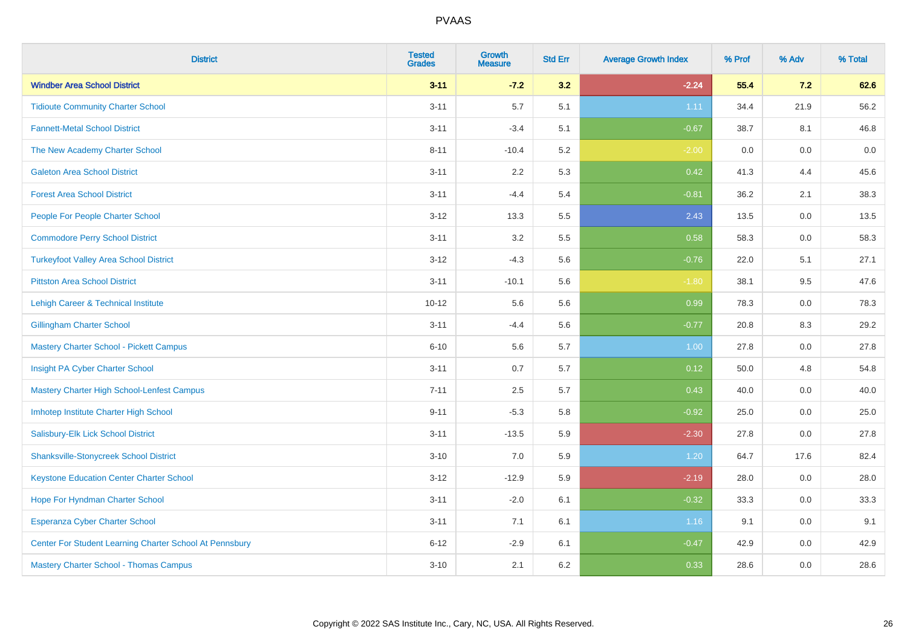# PVAAS

| District | Tested Grades | Growth Measure | Std Err | Average Growth Index | % Prof | % Adv | % Total |
|---|---|---|---|---|---|---|---|
| **Windber Area School District** | **3-11** | **-7.2** | **3.2** | **-2.24** | **55.4** | **7.2** | **62.6** |
| Tidioute Community Charter School | 3-11 | 5.7 | 5.1 | 1.11 | 34.4 | 21.9 | 56.2 |
| Fannett-Metal School District | 3-11 | -3.4 | 5.1 | -0.67 | 38.7 | 8.1 | 46.8 |
| The New Academy Charter School | 8-11 | -10.4 | 5.2 | -2.00 | 0.0 | 0.0 | 0.0 |
| Galeton Area School District | 3-11 | 2.2 | 5.3 | 0.42 | 41.3 | 4.4 | 45.6 |
| Forest Area School District | 3-11 | -4.4 | 5.4 | -0.81 | 36.2 | 2.1 | 38.3 |
| People For People Charter School | 3-12 | 13.3 | 5.5 | 2.43 | 13.5 | 0.0 | 13.5 |
| Commodore Perry School District | 3-11 | 3.2 | 5.5 | 0.58 | 58.3 | 0.0 | 58.3 |
| Turkeyfoot Valley Area School District | 3-12 | -4.3 | 5.6 | -0.76 | 22.0 | 5.1 | 27.1 |
| Pittston Area School District | 3-11 | -10.1 | 5.6 | -1.80 | 38.1 | 9.5 | 47.6 |
| Lehigh Career & Technical Institute | 10-12 | 5.6 | 5.6 | 0.99 | 78.3 | 0.0 | 78.3 |
| Gillingham Charter School | 3-11 | -4.4 | 5.6 | -0.77 | 20.8 | 8.3 | 29.2 |
| Mastery Charter School - Pickett Campus | 6-10 | 5.6 | 5.7 | 1.00 | 27.8 | 0.0 | 27.8 |
| Insight PA Cyber Charter School | 3-11 | 0.7 | 5.7 | 0.12 | 50.0 | 4.8 | 54.8 |
| Mastery Charter High School-Lenfest Campus | 7-11 | 2.5 | 5.7 | 0.43 | 40.0 | 0.0 | 40.0 |
| Imhotep Institute Charter High School | 9-11 | -5.3 | 5.8 | -0.92 | 25.0 | 0.0 | 25.0 |
| Salisbury-Elk Lick School District | 3-11 | -13.5 | 5.9 | -2.30 | 27.8 | 0.0 | 27.8 |
| Shanksville-Stonycreek School District | 3-10 | 7.0 | 5.9 | 1.20 | 64.7 | 17.6 | 82.4 |
| Keystone Education Center Charter School | 3-12 | -12.9 | 5.9 | -2.19 | 28.0 | 0.0 | 28.0 |
| Hope For Hyndman Charter School | 3-11 | -2.0 | 6.1 | -0.32 | 33.3 | 0.0 | 33.3 |
| Esperanza Cyber Charter School | 3-11 | 7.1 | 6.1 | 1.16 | 9.1 | 0.0 | 9.1 |
| Center For Student Learning Charter School At Pennsbury | 6-12 | -2.9 | 6.1 | -0.47 | 42.9 | 0.0 | 42.9 |
| Mastery Charter School - Thomas Campus | 3-10 | 2.1 | 6.2 | 0.33 | 28.6 | 0.0 | 28.6 |

Copyright © 2022 SAS Institute Inc., Cary, NC, USA. All Rights Reserved.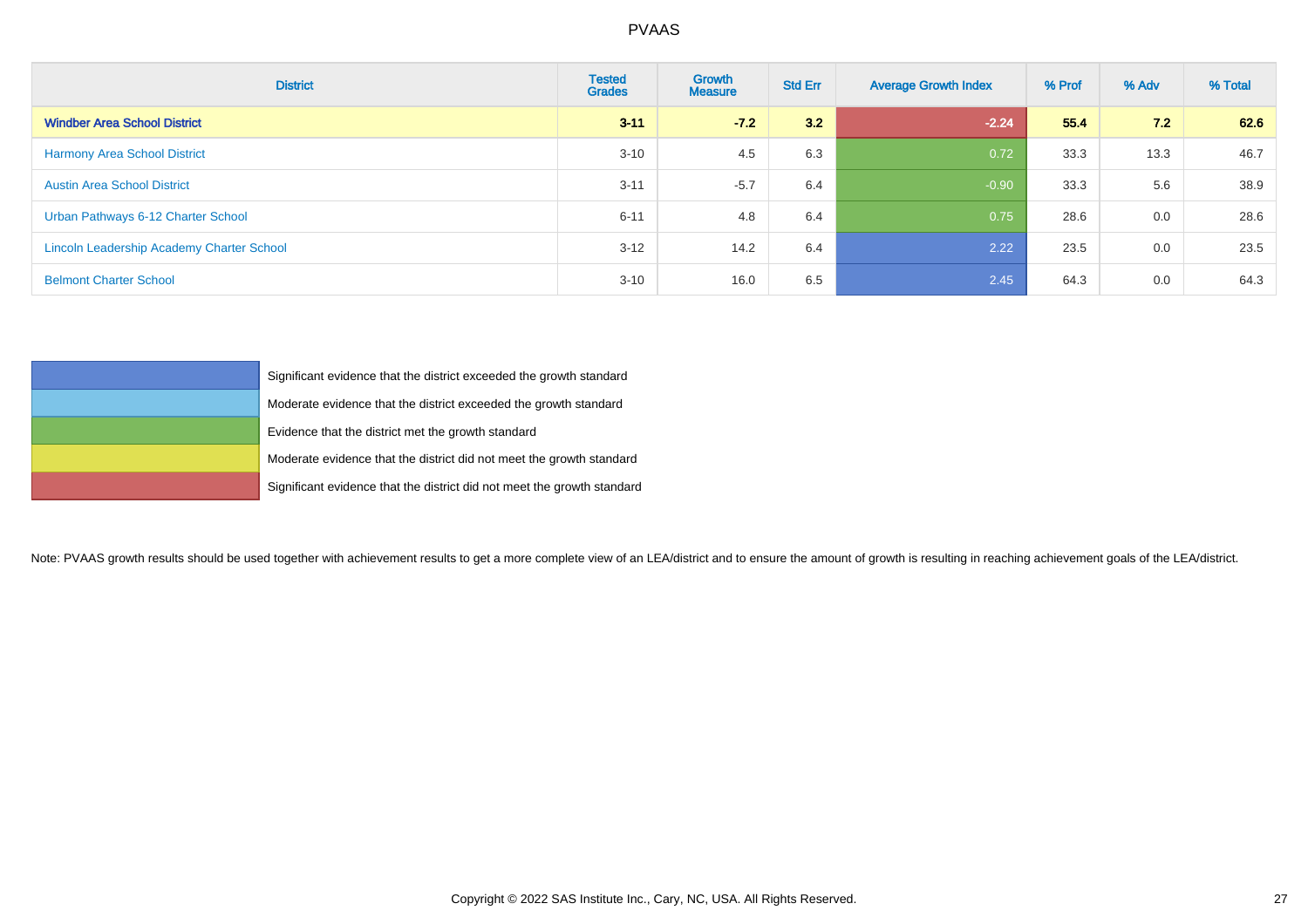# PVAAS

| District | Tested Grades | Growth Measure | Std Err | Average Growth Index | % Prof | % Adv | % Total |
|---|---|---|---|---|---|---|---|
| **Windber Area School District** | **3-11** | **-7.2** | **3.2** | **-2.24** | **55.4** | **7.2** | **62.6** |
| Harmony Area School District | 3-10 | 4.5 | 6.3 | 0.72 | 33.3 | 13.3 | 46.7 |
| Austin Area School District | 3-11 | -5.7 | 6.4 | -0.90 | 33.3 | 5.6 | 38.9 |
| Urban Pathways 6-12 Charter School | 6-11 | 4.8 | 6.4 | 0.75 | 28.6 | 0.0 | 28.6 |
| Lincoln Leadership Academy Charter School | 3-12 | 14.2 | 6.4 | 2.22 | 23.5 | 0.0 | 23.5 |
| Belmont Charter School | 3-10 | 16.0 | 6.5 | 2.45 | 64.3 | 0.0 | 64.3 |

- Significant evidence that the district exceeded the growth standard
- Moderate evidence that the district exceeded the growth standard
- Evidence that the district met the growth standard
- Moderate evidence that the district did not meet the growth standard
- Significant evidence that the district did not meet the growth standard

Note: PVAAS growth results should be used together with achievement results to get a more complete view of an LEA/district and to ensure the amount of growth is resulting in reaching achievement goals of the LEA/district.

Copyright © 2022 SAS Institute Inc., Cary, NC, USA. All Rights Reserved.